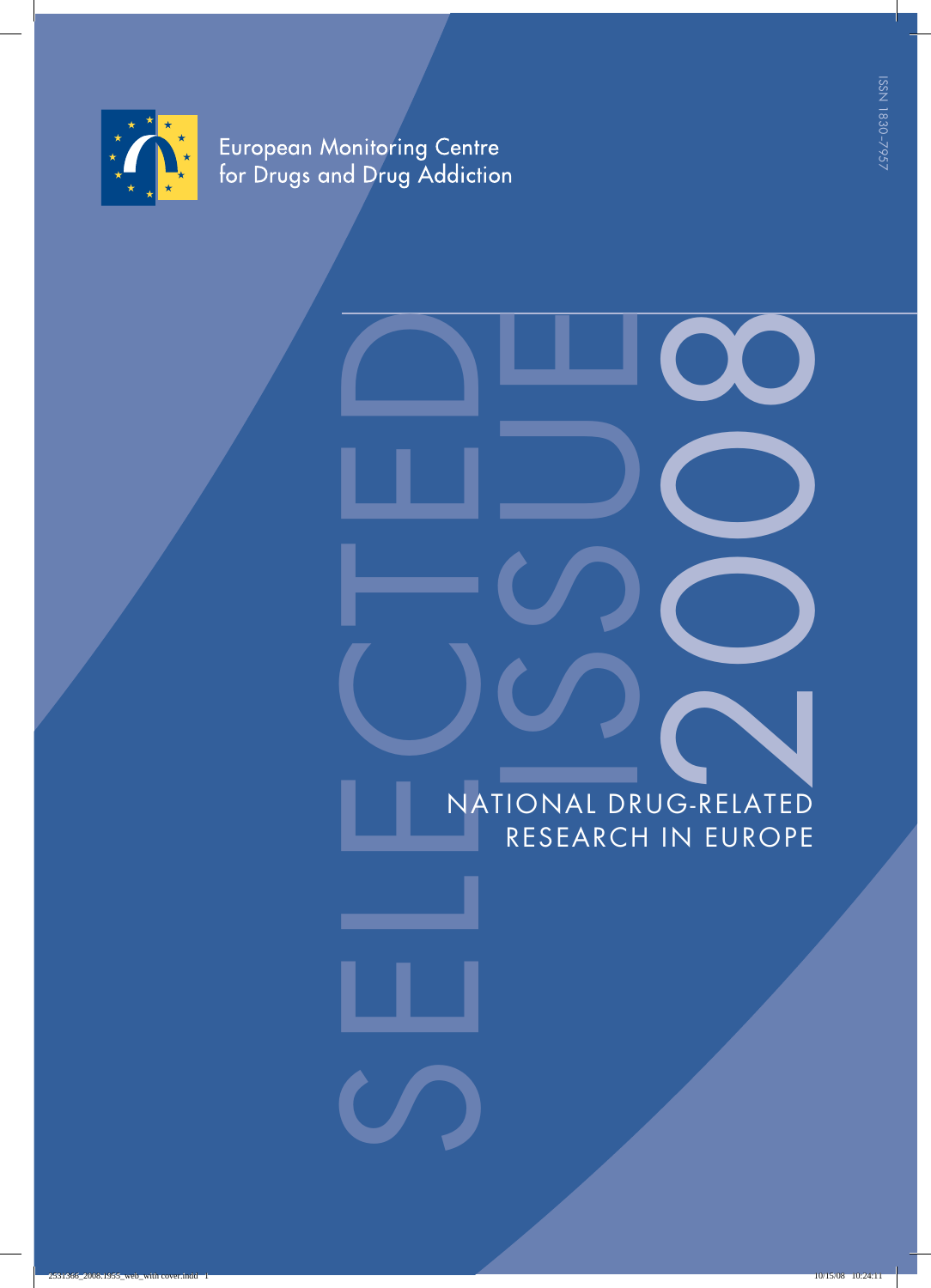European Monitoring Centre for Drugs and Drug Addiction

ISSN 1830-7957

# SELECTED ISSUE 2008

## NATIONAL DRUG-RELATED RESEARCH IN EUROPE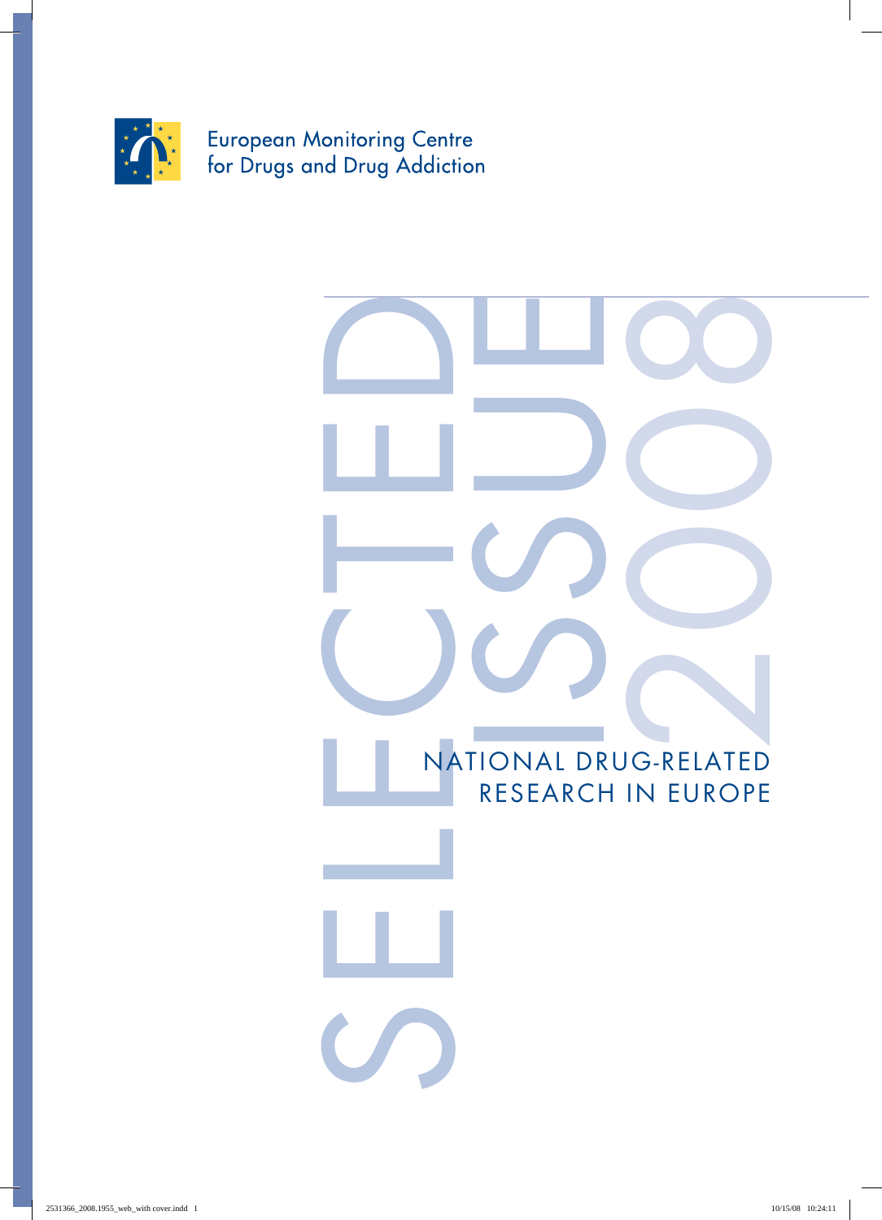European Monitoring Centre for Drugs and Drug Addiction

# SELECTED ISSUE 2008

## NATIONAL DRUG-RELATED RESEARCH IN EUROPE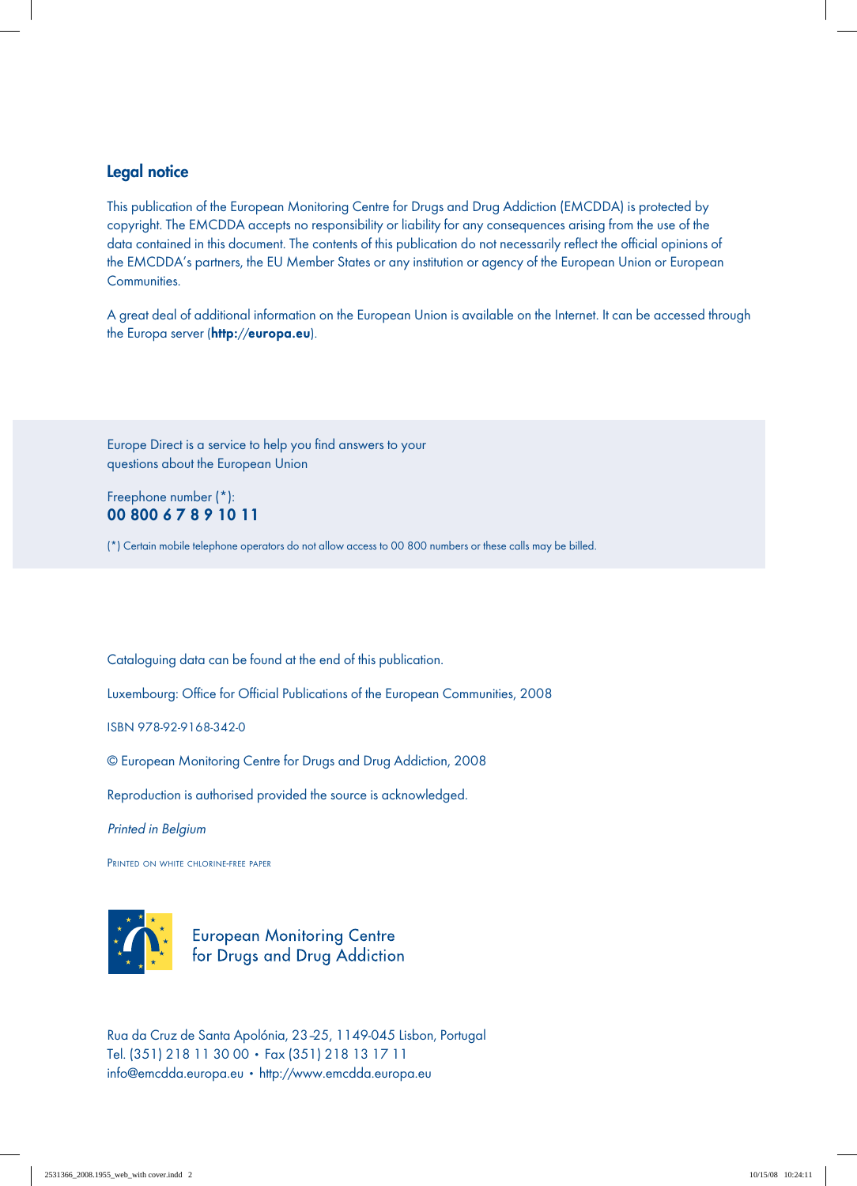## Legal notice

This publication of the European Monitoring Centre for Drugs and Drug Addiction (EMCDDA) is protected by copyright. The EMCDDA accepts no responsibility or liability for any consequences arising from the use of the data contained in this document. The contents of this publication do not necessarily reflect the official opinions of the EMCDDA's partners, the EU Member States or any institution or agency of the European Union or European Communities.

A great deal of additional information on the European Union is available on the Internet. It can be accessed through the Europa server (**http://europa.eu**).

Europe Direct is a service to help you find answers to your questions about the European Union

Freephone number (*):
**00 800 6 7 8 9 10 11**

(*) Certain mobile telephone operators do not allow access to 00 800 numbers or these calls may be billed.

Cataloguing data can be found at the end of this publication.

Luxembourg: Office for Official Publications of the European Communities, 2008

ISBN 978-92-9168-342-0

© European Monitoring Centre for Drugs and Drug Addiction, 2008

Reproduction is authorised provided the source is acknowledged.

*Printed in Belgium*

PRINTED ON WHITE CHLORINE-FREE PAPER

European Monitoring Centre for Drugs and Drug Addiction

Rua da Cruz de Santa Apolónia, 23-25, 1149-045 Lisbon, Portugal
Tel. (351) 218 11 30 00 • Fax (351) 218 13 17 11
info@emcdda.europa.eu • http://www.emcdda.europa.eu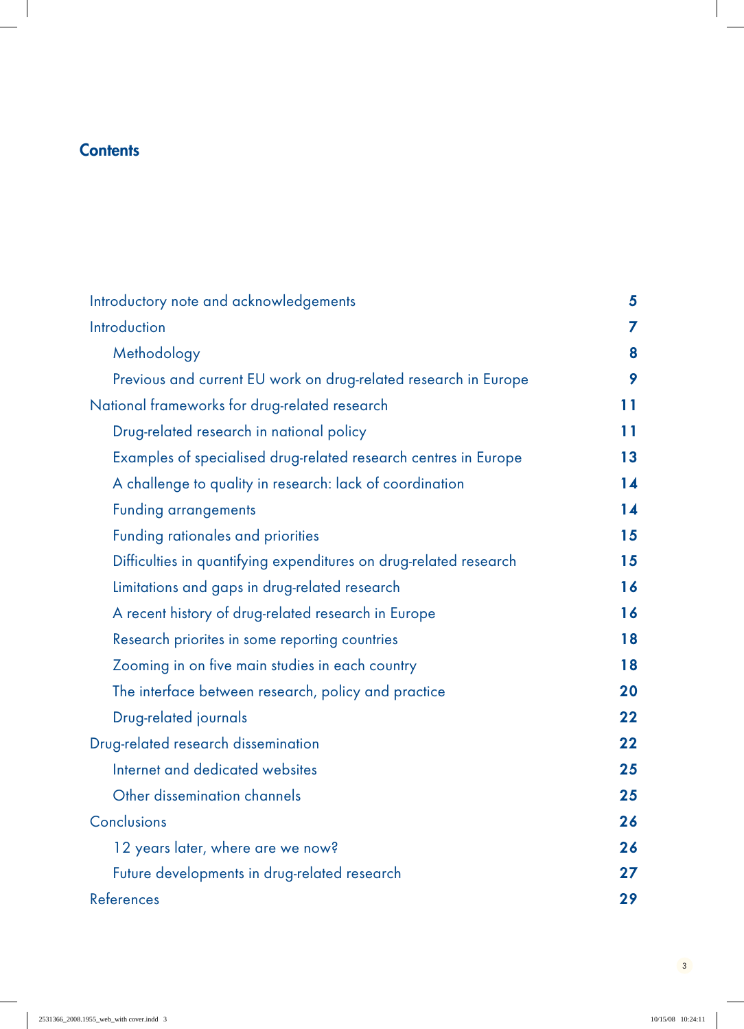# Contents

| | |
|---|---|
| Introductory note and acknowledgements | 5 |
| Introduction | 7 |
| Methodology | 8 |
| Previous and current EU work on drug-related research in Europe | 9 |
| National frameworks for drug-related research | 11 |
| Drug-related research in national policy | 11 |
| Examples of specialised drug-related research centres in Europe | 13 |
| A challenge to quality in research: lack of coordination | 14 |
| Funding arrangements | 14 |
| Funding rationales and priorities | 15 |
| Difficulties in quantifying expenditures on drug-related research | 15 |
| Limitations and gaps in drug-related research | 16 |
| A recent history of drug-related research in Europe | 16 |
| Research priorites in some reporting countries | 18 |
| Zooming in on five main studies in each country | 18 |
| The interface between research, policy and practice | 20 |
| Drug-related journals | 22 |
| Drug-related research dissemination | 22 |
| Internet and dedicated websites | 25 |
| Other dissemination channels | 25 |
| Conclusions | 26 |
| 12 years later, where are we now? | 26 |
| Future developments in drug-related research | 27 |
| References | 29 |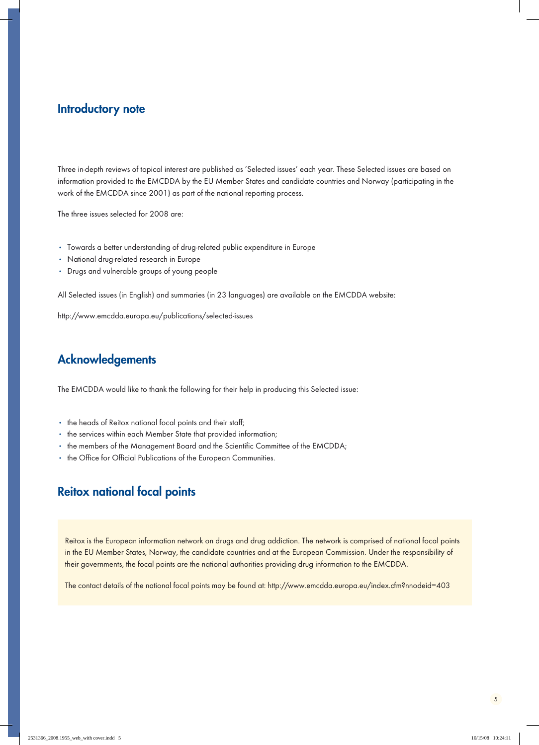## Introductory note

Three in-depth reviews of topical interest are published as 'Selected issues' each year. These Selected issues are based on information provided to the EMCDDA by the EU Member States and candidate countries and Norway (participating in the work of the EMCDDA since 2001) as part of the national reporting process.

The three issues selected for 2008 are:

- Towards a better understanding of drug-related public expenditure in Europe
- National drug-related research in Europe
- Drugs and vulnerable groups of young people

All Selected issues (in English) and summaries (in 23 languages) are available on the EMCDDA website:

http://www.emcdda.europa.eu/publications/selected-issues

## Acknowledgements

The EMCDDA would like to thank the following for their help in producing this Selected issue:

- the heads of Reitox national focal points and their staff;
- the services within each Member State that provided information;
- the members of the Management Board and the Scientific Committee of the EMCDDA;
- the Office for Official Publications of the European Communities.

## Reitox national focal points

Reitox is the European information network on drugs and drug addiction. The network is comprised of national focal points in the EU Member States, Norway, the candidate countries and at the European Commission. Under the responsibility of their governments, the focal points are the national authorities providing drug information to the EMCDDA.

The contact details of the national focal points may be found at: http://www.emcdda.europa.eu/index.cfm?nnodeid=403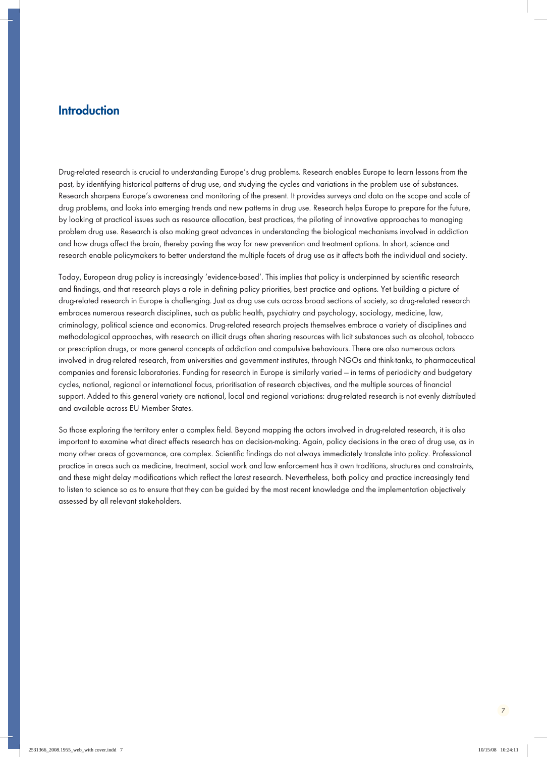# Introduction

Drug-related research is crucial to understanding Europe's drug problems. Research enables Europe to learn lessons from the past, by identifying historical patterns of drug use, and studying the cycles and variations in the problem use of substances. Research sharpens Europe's awareness and monitoring of the present. It provides surveys and data on the scope and scale of drug problems, and looks into emerging trends and new patterns in drug use. Research helps Europe to prepare for the future, by looking at practical issues such as resource allocation, best practices, the piloting of innovative approaches to managing problem drug use. Research is also making great advances in understanding the biological mechanisms involved in addiction and how drugs affect the brain, thereby paving the way for new prevention and treatment options. In short, science and research enable policymakers to better understand the multiple facets of drug use as it affects both the individual and society.

Today, European drug policy is increasingly 'evidence-based'. This implies that policy is underpinned by scientific research and findings, and that research plays a role in defining policy priorities, best practice and options. Yet building a picture of drug-related research in Europe is challenging. Just as drug use cuts across broad sections of society, so drug-related research embraces numerous research disciplines, such as public health, psychiatry and psychology, sociology, medicine, law, criminology, political science and economics. Drug-related research projects themselves embrace a variety of disciplines and methodological approaches, with research on illicit drugs often sharing resources with licit substances such as alcohol, tobacco or prescription drugs, or more general concepts of addiction and compulsive behaviours. There are also numerous actors involved in drug-related research, from universities and government institutes, through NGOs and think-tanks, to pharmaceutical companies and forensic laboratories. Funding for research in Europe is similarly varied — in terms of periodicity and budgetary cycles, national, regional or international focus, prioritisation of research objectives, and the multiple sources of financial support. Added to this general variety are national, local and regional variations: drug-related research is not evenly distributed and available across EU Member States.

So those exploring the territory enter a complex field. Beyond mapping the actors involved in drug-related research, it is also important to examine what direct effects research has on decision-making. Again, policy decisions in the area of drug use, as in many other areas of governance, are complex. Scientific findings do not always immediately translate into policy. Professional practice in areas such as medicine, treatment, social work and law enforcement has it own traditions, structures and constraints, and these might delay modifications which reflect the latest research. Nevertheless, both policy and practice increasingly tend to listen to science so as to ensure that they can be guided by the most recent knowledge and the implementation objectively assessed by all relevant stakeholders.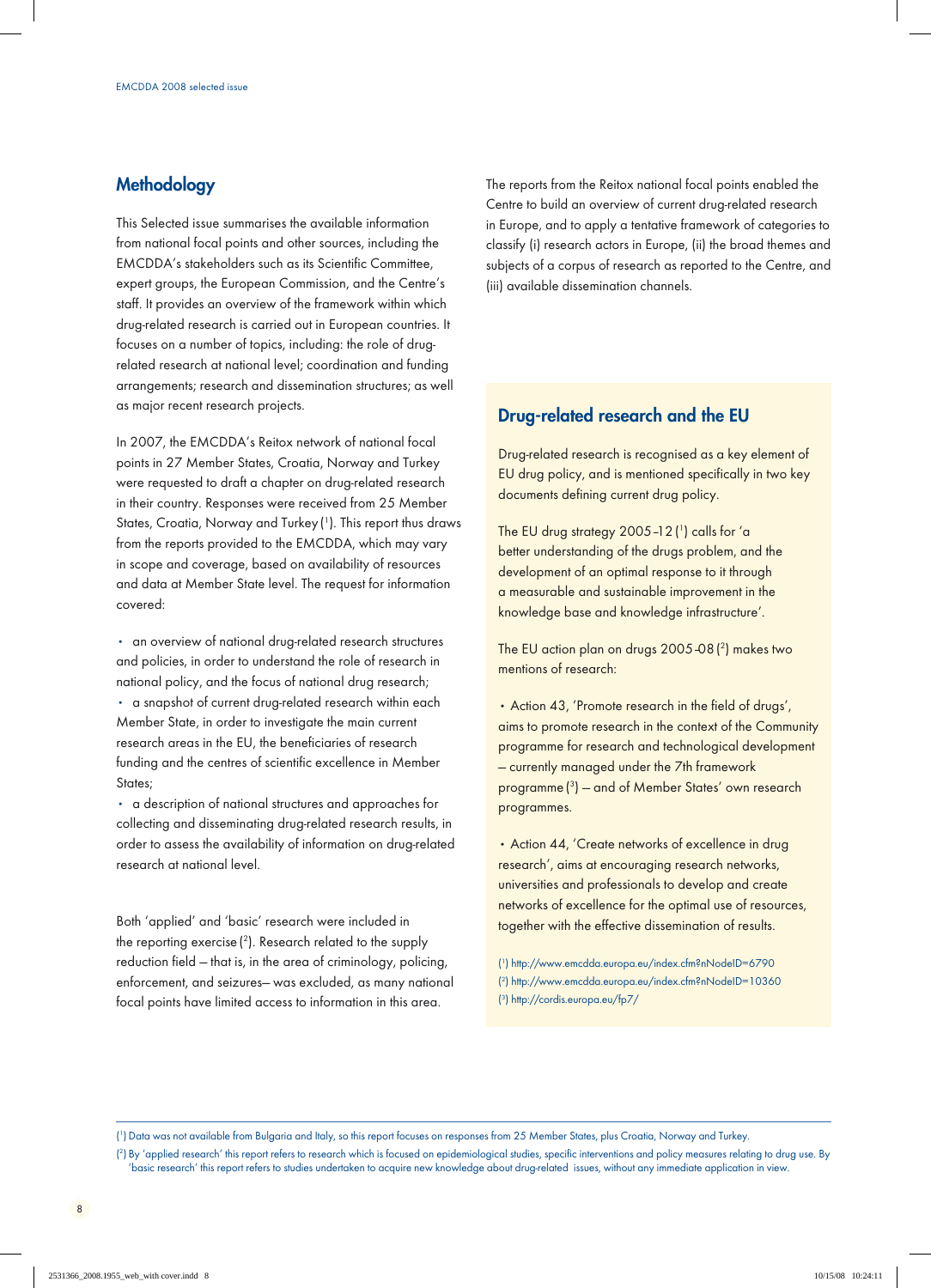## Methodology

This Selected issue summarises the available information from national focal points and other sources, including the EMCDDA's stakeholders such as its Scientific Committee, expert groups, the European Commission, and the Centre's staff. It provides an overview of the framework within which drug-related research is carried out in European countries. It focuses on a number of topics, including: the role of drug-related research at national level; coordination and funding arrangements; research and dissemination structures; as well as major recent research projects.

In 2007, the EMCDDA's Reitox network of national focal points in 27 Member States, Croatia, Norway and Turkey were requested to draft a chapter on drug-related research in their country. Responses were received from 25 Member States, Croatia, Norway and Turkey [1]. This report thus draws from the reports provided to the EMCDDA, which may vary in scope and coverage, based on availability of resources and data at Member State level. The request for information covered:

- an overview of national drug-related research structures and policies, in order to understand the role of research in national policy, and the focus of national drug research;
- a snapshot of current drug-related research within each Member State, in order to investigate the main current research areas in the EU, the beneficiaries of research funding and the centres of scientific excellence in Member States;
- a description of national structures and approaches for collecting and disseminating drug-related research results, in order to assess the availability of information on drug-related research at national level.

Both 'applied' and 'basic' research were included in the reporting exercise [2]. Research related to the supply reduction field — that is, in the area of criminology, policing, enforcement, and seizures— was excluded, as many national focal points have limited access to information in this area.

The reports from the Reitox national focal points enabled the Centre to build an overview of current drug-related research in Europe, and to apply a tentative framework of categories to classify (i) research actors in Europe, (ii) the broad themes and subjects of a corpus of research as reported to the Centre, and (iii) available dissemination channels.

### Drug-related research and the EU

Drug-related research is recognised as a key element of EU drug policy, and is mentioned specifically in two key documents defining current drug policy.

The EU drug strategy 2005–12 [1] calls for 'a better understanding of the drugs problem, and the development of an optimal response to it through a measurable and sustainable improvement in the knowledge base and knowledge infrastructure'.

The EU action plan on drugs 2005-08 [2] makes two mentions of research:

- Action 43, 'Promote research in the field of drugs', aims to promote research in the context of the Community programme for research and technological development — currently managed under the 7th framework programme [3] — and of Member States' own research programmes.

- Action 44, 'Create networks of excellence in drug research', aims at encouraging research networks, universities and professionals to develop and create networks of excellence for the optimal use of resources, together with the effective dissemination of results.

[1] http://www.emcdda.europa.eu/index.cfm?nNodeID=6790
[2] http://www.emcdda.europa.eu/index.cfm?nNodeID=10360
[3] http://cordis.europa.eu/fp7/

---

[1] Data was not available from Bulgaria and Italy, so this report focuses on responses from 25 Member States, plus Croatia, Norway and Turkey.

[2] By 'applied research' this report refers to research which is focused on epidemiological studies, specific interventions and policy measures relating to drug use. By 'basic research' this report refers to studies undertaken to acquire new knowledge about drug-related issues, without any immediate application in view.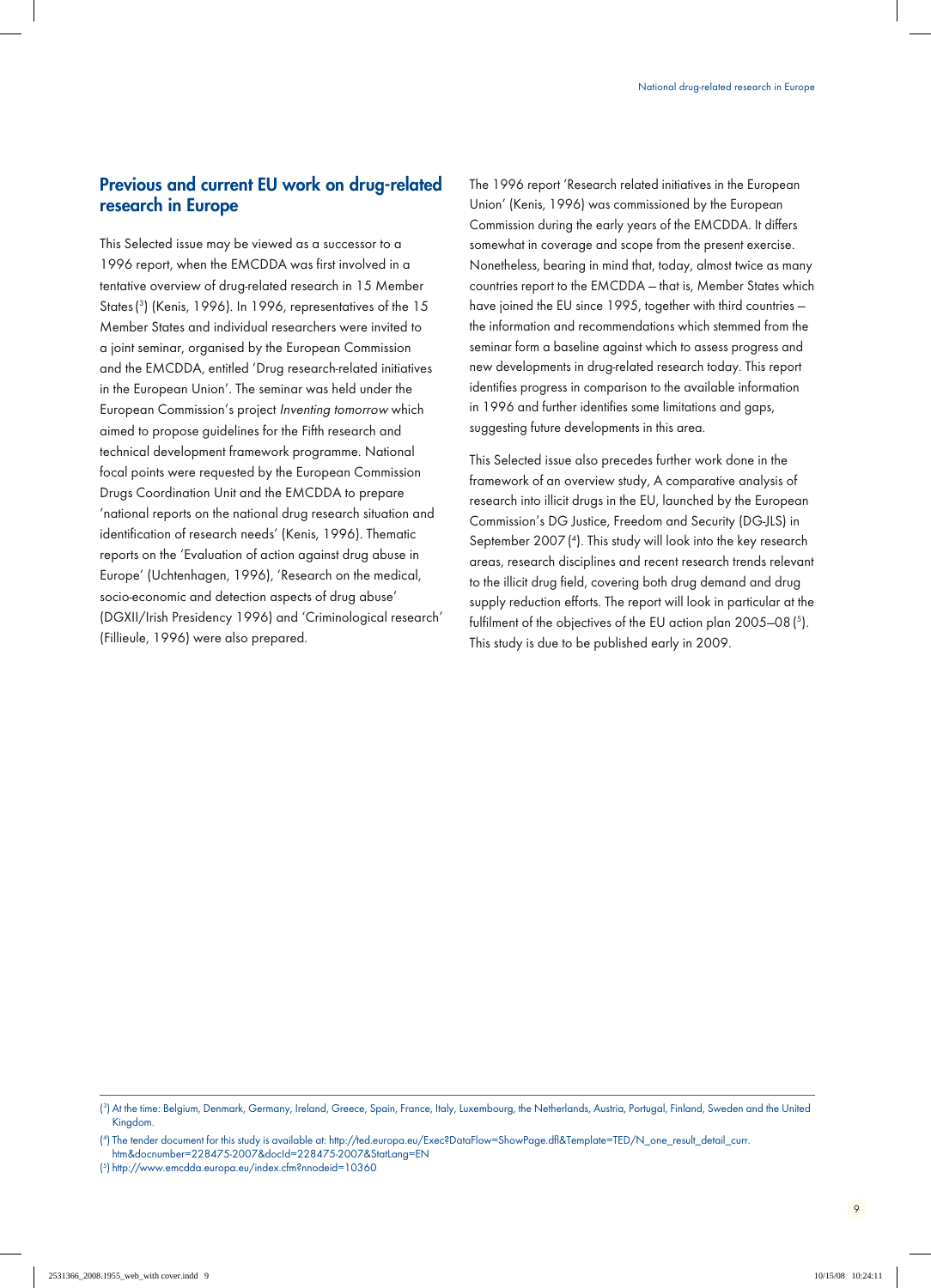## Previous and current EU work on drug-related research in Europe

This Selected issue may be viewed as a successor to a 1996 report, when the EMCDDA was first involved in a tentative overview of drug-related research in 15 Member States ([3]) (Kenis, 1996). In 1996, representatives of the 15 Member States and individual researchers were invited to a joint seminar, organised by the European Commission and the EMCDDA, entitled 'Drug research-related initiatives in the European Union'. The seminar was held under the European Commission's project *Inventing tomorrow* which aimed to propose guidelines for the Fifth research and technical development framework programme. National focal points were requested by the European Commission Drugs Coordination Unit and the EMCDDA to prepare 'national reports on the national drug research situation and identification of research needs' (Kenis, 1996). Thematic reports on the 'Evaluation of action against drug abuse in Europe' (Uchtenhagen, 1996), 'Research on the medical, socio-economic and detection aspects of drug abuse' (DGXII/Irish Presidency 1996) and 'Criminological research' (Fillieule, 1996) were also prepared.

The 1996 report 'Research related initiatives in the European Union' (Kenis, 1996) was commissioned by the European Commission during the early years of the EMCDDA. It differs somewhat in coverage and scope from the present exercise. Nonetheless, bearing in mind that, today, almost twice as many countries report to the EMCDDA — that is, Member States which have joined the EU since 1995, together with third countries — the information and recommendations which stemmed from the seminar form a baseline against which to assess progress and new developments in drug-related research today. This report identifies progress in comparison to the available information in 1996 and further identifies some limitations and gaps, suggesting future developments in this area.

This Selected issue also precedes further work done in the framework of an overview study, A comparative analysis of research into illicit drugs in the EU, launched by the European Commission's DG Justice, Freedom and Security (DG-JLS) in September 2007 ([4]). This study will look into the key research areas, research disciplines and recent research trends relevant to the illicit drug field, covering both drug demand and drug supply reduction efforts. The report will look in particular at the fulfilment of the objectives of the EU action plan 2005–08 ([5]). This study is due to be published early in 2009.

---

([3]) At the time: Belgium, Denmark, Germany, Ireland, Greece, Spain, France, Italy, Luxembourg, the Netherlands, Austria, Portugal, Finland, Sweden and the United Kingdom.

([4]) The tender document for this study is available at: http://ted.europa.eu/Exec?DataFlow=ShowPage.dfl&Template=TED/N_one_result_detail_curr.htm&docnumber=228475-2007&docId=228475-2007&StatLang=EN

([5]) http://www.emcdda.europa.eu/index.cfm?nnodeid=10360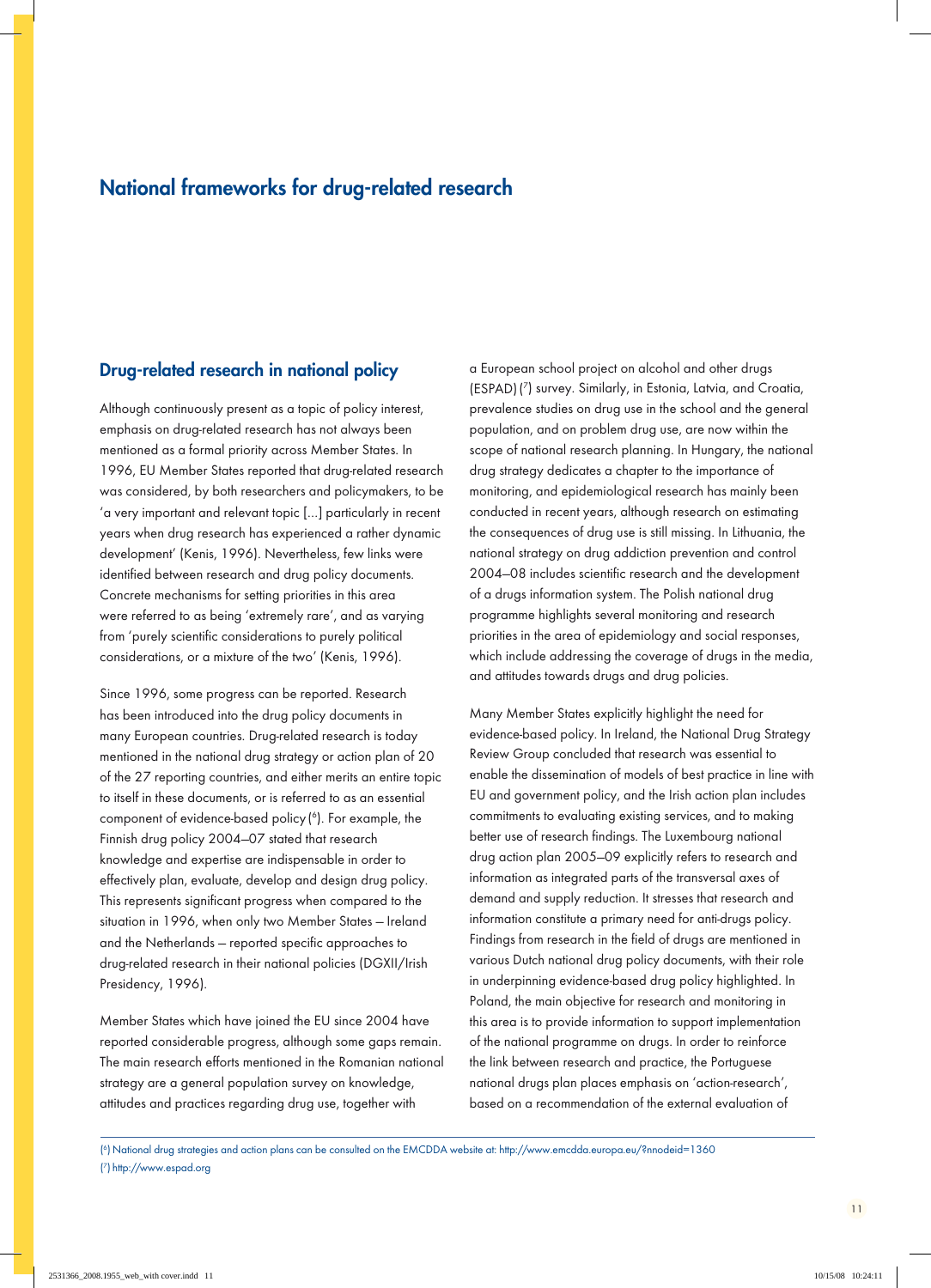# National frameworks for drug-related research

## Drug-related research in national policy

Although continuously present as a topic of policy interest, emphasis on drug-related research has not always been mentioned as a formal priority across Member States. In 1996, EU Member States reported that drug-related research was considered, by both researchers and policymakers, to be 'a very important and relevant topic [...] particularly in recent years when drug research has experienced a rather dynamic development' (Kenis, 1996). Nevertheless, few links were identified between research and drug policy documents. Concrete mechanisms for setting priorities in this area were referred to as being 'extremely rare', and as varying from 'purely scientific considerations to purely political considerations, or a mixture of the two' (Kenis, 1996).

Since 1996, some progress can be reported. Research has been introduced into the drug policy documents in many European countries. Drug-related research is today mentioned in the national drug strategy or action plan of 20 of the 27 reporting countries, and either merits an entire topic to itself in these documents, or is referred to as an essential component of evidence-based policy [6]. For example, the Finnish drug policy 2004–07 stated that research knowledge and expertise are indispensable in order to effectively plan, evaluate, develop and design drug policy. This represents significant progress when compared to the situation in 1996, when only two Member States — Ireland and the Netherlands — reported specific approaches to drug-related research in their national policies (DGXII/Irish Presidency, 1996).

Member States which have joined the EU since 2004 have reported considerable progress, although some gaps remain. The main research efforts mentioned in the Romanian national strategy are a general population survey on knowledge, attitudes and practices regarding drug use, together with a European school project on alcohol and other drugs (ESPAD) [7] survey. Similarly, in Estonia, Latvia, and Croatia, prevalence studies on drug use in the school and the general population, and on problem drug use, are now within the scope of national research planning. In Hungary, the national drug strategy dedicates a chapter to the importance of monitoring, and epidemiological research has mainly been conducted in recent years, although research on estimating the consequences of drug use is still missing. In Lithuania, the national strategy on drug addiction prevention and control 2004–08 includes scientific research and the development of a drugs information system. The Polish national drug programme highlights several monitoring and research priorities in the area of epidemiology and social responses, which include addressing the coverage of drugs in the media, and attitudes towards drugs and drug policies.

Many Member States explicitly highlight the need for evidence-based policy. In Ireland, the National Drug Strategy Review Group concluded that research was essential to enable the dissemination of models of best practice in line with EU and government policy, and the Irish action plan includes commitments to evaluating existing services, and to making better use of research findings. The Luxembourg national drug action plan 2005–09 explicitly refers to research and information as integrated parts of the transversal axes of demand and supply reduction. It stresses that research and information constitute a primary need for anti-drugs policy. Findings from research in the field of drugs are mentioned in various Dutch national drug policy documents, with their role in underpinning evidence-based drug policy highlighted. In Poland, the main objective for research and monitoring in this area is to provide information to support implementation of the national programme on drugs. In order to reinforce the link between research and practice, the Portuguese national drugs plan places emphasis on 'action-research', based on a recommendation of the external evaluation of

[6] National drug strategies and action plans can be consulted on the EMCDDA website at: http://www.emcdda.europa.eu/?nnodeid=1360

[7] http://www.espad.org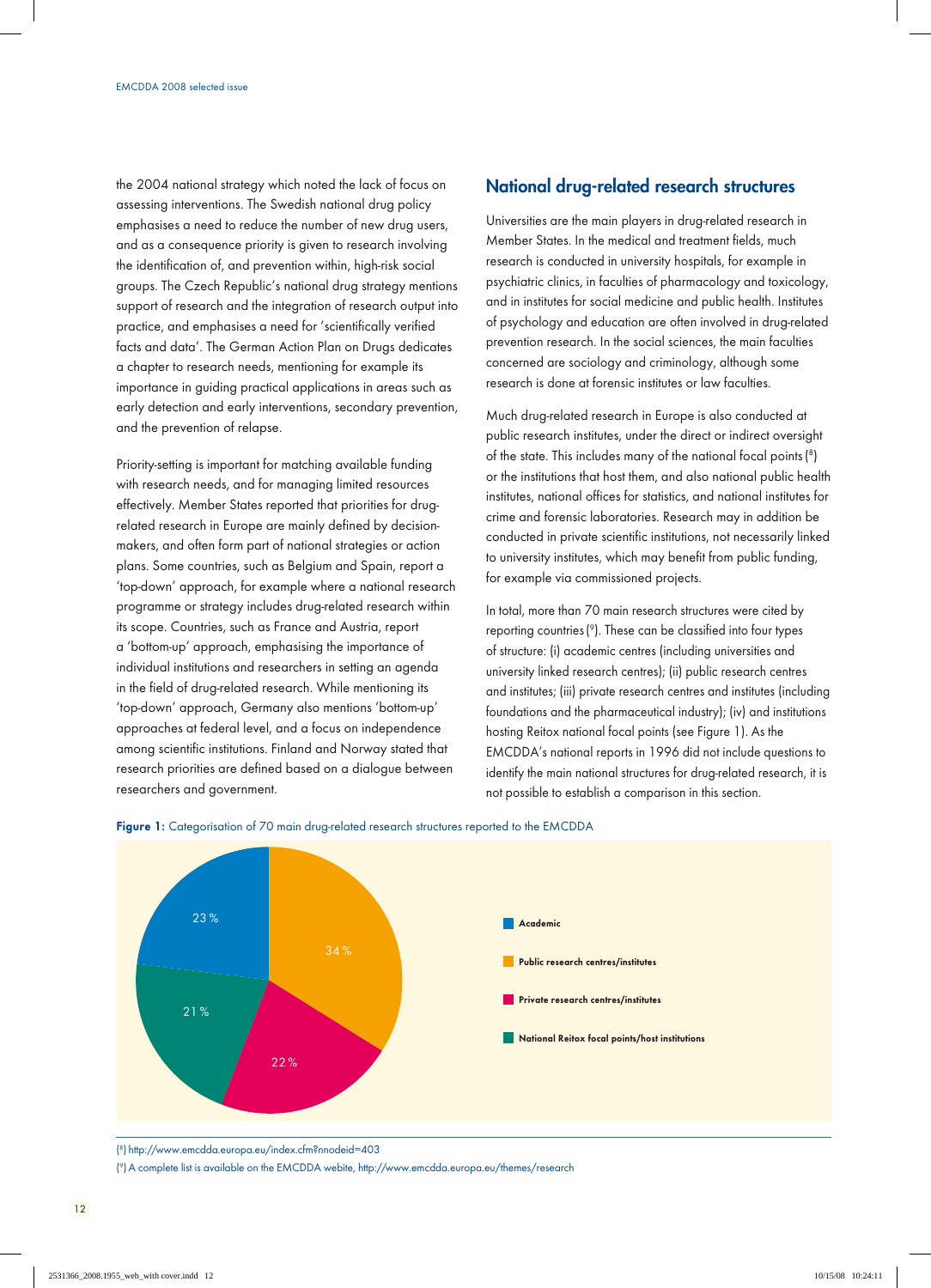the 2004 national strategy which noted the lack of focus on assessing interventions. The Swedish national drug policy emphasises a need to reduce the number of new drug users, and as a consequence priority is given to research involving the identification of, and prevention within, high-risk social groups. The Czech Republic's national drug strategy mentions support of research and the integration of research output into practice, and emphasises a need for 'scientifically verified facts and data'. The German Action Plan on Drugs dedicates a chapter to research needs, mentioning for example its importance in guiding practical applications in areas such as early detection and early interventions, secondary prevention, and the prevention of relapse.

Priority-setting is important for matching available funding with research needs, and for managing limited resources effectively. Member States reported that priorities for drug-related research in Europe are mainly defined by decision-makers, and often form part of national strategies or action plans. Some countries, such as Belgium and Spain, report a 'top-down' approach, for example where a national research programme or strategy includes drug-related research within its scope. Countries, such as France and Austria, report a 'bottom-up' approach, emphasising the importance of individual institutions and researchers in setting an agenda in the field of drug-related research. While mentioning its 'top-down' approach, Germany also mentions 'bottom-up' approaches at federal level, and a focus on independence among scientific institutions. Finland and Norway stated that research priorities are defined based on a dialogue between researchers and government.

## National drug-related research structures

Universities are the main players in drug-related research in Member States. In the medical and treatment fields, much research is conducted in university hospitals, for example in psychiatric clinics, in faculties of pharmacology and toxicology, and in institutes for social medicine and public health. Institutes of psychology and education are often involved in drug-related prevention research. In the social sciences, the main faculties concerned are sociology and criminology, although some research is done at forensic institutes or law faculties.

Much drug-related research in Europe is also conducted at public research institutes, under the direct or indirect oversight of the state. This includes many of the national focal points [8] or the institutions that host them, and also national public health institutes, national offices for statistics, and national institutes for crime and forensic laboratories. Research may in addition be conducted in private scientific institutions, not necessarily linked to university institutes, which may benefit from public funding, for example via commissioned projects.

In total, more than 70 main research structures were cited by reporting countries [9]. These can be classified into four types of structure: (i) academic centres (including universities and university linked research centres); (ii) public research centres and institutes; (iii) private research centres and institutes (including foundations and the pharmaceutical industry); (iv) and institutions hosting Reitox national focal points (see Figure 1). As the EMCDDA's national reports in 1996 did not include questions to identify the main national structures for drug-related research, it is not possible to establish a comparison in this section.

**Figure 1:** Categorisation of 70 main drug-related research structures reported to the EMCDDA

| Category | % |
|---|---|
| Academic | 23 % |
| Public research centres/institutes | 34 % |
| Private research centres/institutes | 22 % |
| National Reitox focal points/host institutions | 21 % |

[8] http://www.emcdda.europa.eu/index.cfm?nnodeid=403

[9] A complete list is available on the EMCDDA webite, http://www.emcdda.europa.eu/themes/research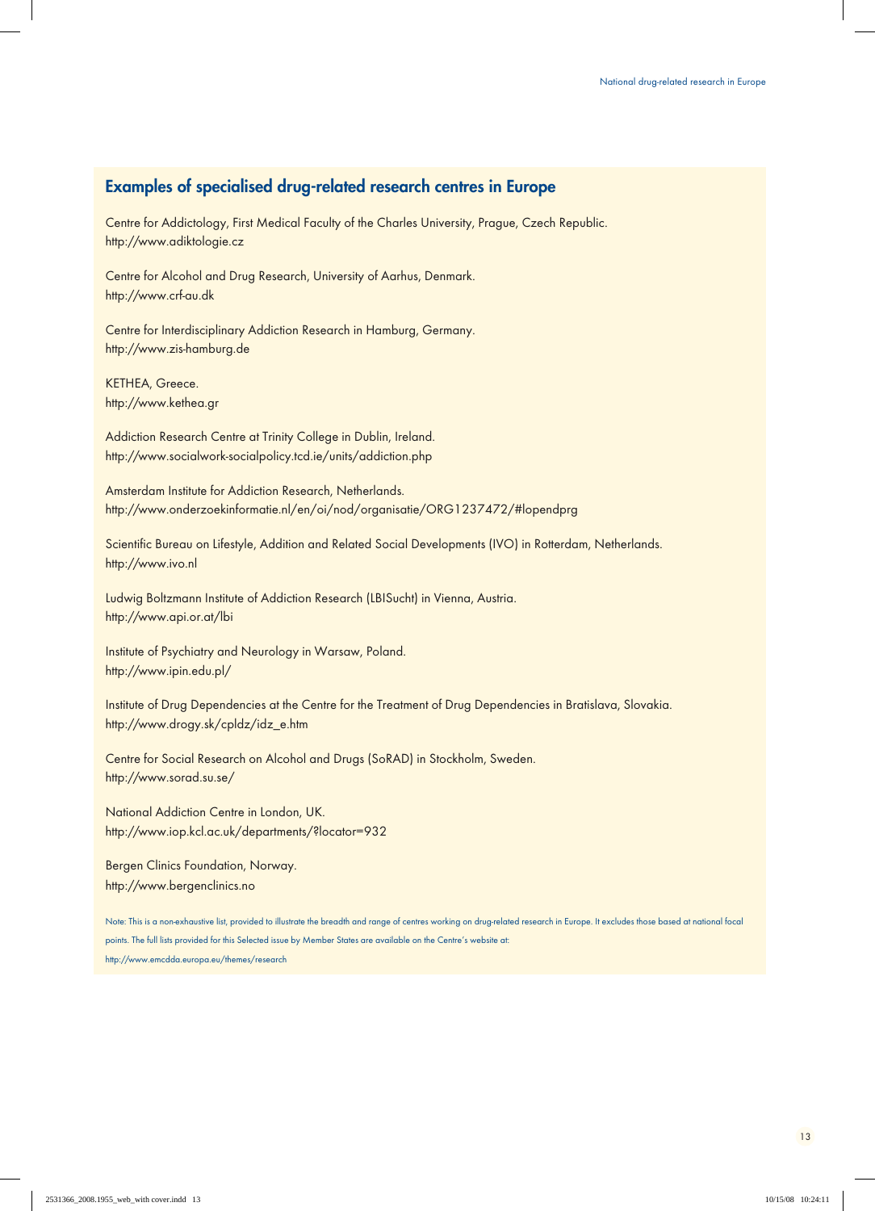## Examples of specialised drug-related research centres in Europe

Centre for Addictology, First Medical Faculty of the Charles University, Prague, Czech Republic.
http://www.adiktologie.cz

Centre for Alcohol and Drug Research, University of Aarhus, Denmark.
http://www.crf-au.dk

Centre for Interdisciplinary Addiction Research in Hamburg, Germany.
http://www.zis-hamburg.de

KETHEA, Greece.
http://www.kethea.gr

Addiction Research Centre at Trinity College in Dublin, Ireland.
http://www.socialwork-socialpolicy.tcd.ie/units/addiction.php

Amsterdam Institute for Addiction Research, Netherlands.
http://www.onderzoekinformatie.nl/en/oi/nod/organisatie/ORG1237472/#lopendprg

Scientific Bureau on Lifestyle, Addition and Related Social Developments (IVO) in Rotterdam, Netherlands.
http://www.ivo.nl

Ludwig Boltzmann Institute of Addiction Research (LBISucht) in Vienna, Austria.
http://www.api.or.at/lbi

Institute of Psychiatry and Neurology in Warsaw, Poland.
http://www.ipin.edu.pl/

Institute of Drug Dependencies at the Centre for the Treatment of Drug Dependencies in Bratislava, Slovakia.
http://www.drogy.sk/cpldz/idz_e.htm

Centre for Social Research on Alcohol and Drugs (SoRAD) in Stockholm, Sweden.
http://www.sorad.su.se/

National Addiction Centre in London, UK.
http://www.iop.kcl.ac.uk/departments/?locator=932

Bergen Clinics Foundation, Norway.
http://www.bergenclinics.no

Note: This is a non-exhaustive list, provided to illustrate the breadth and range of centres working on drug-related research in Europe. It excludes those based at national focal points. The full lists provided for this Selected issue by Member States are available on the Centre's website at:
http://www.emcdda.europa.eu/themes/research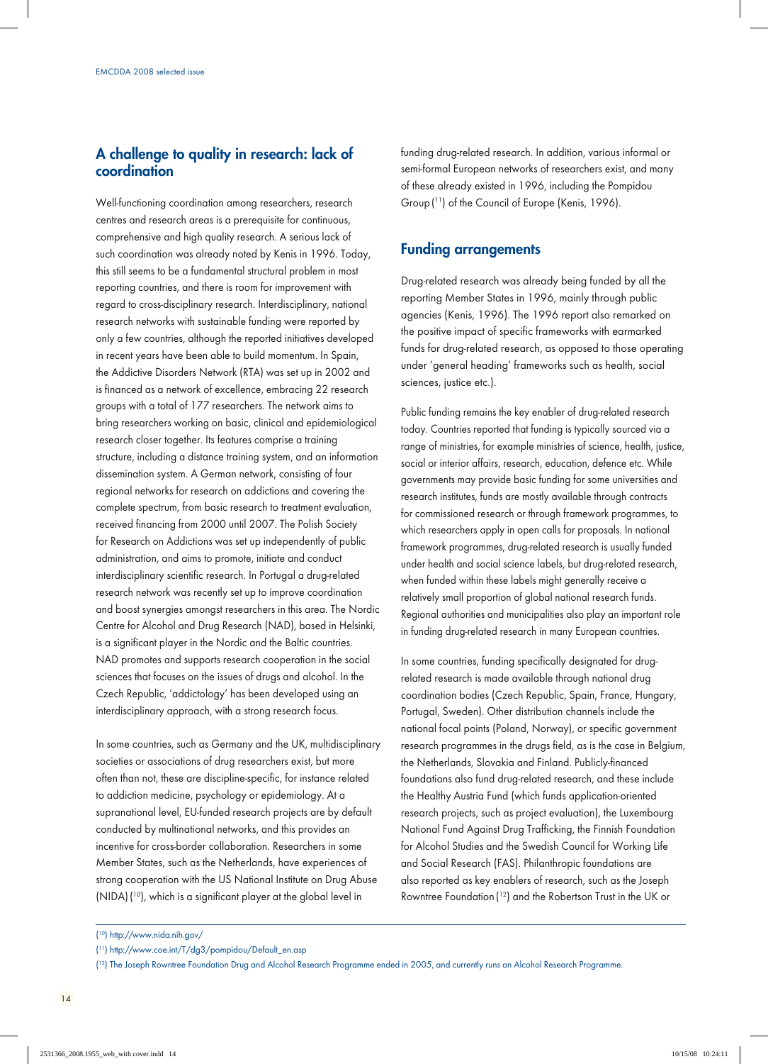## A challenge to quality in research: lack of coordination

Well-functioning coordination among researchers, research centres and research areas is a prerequisite for continuous, comprehensive and high quality research. A serious lack of such coordination was already noted by Kenis in 1996. Today, this still seems to be a fundamental structural problem in most reporting countries, and there is room for improvement with regard to cross-disciplinary research. Interdisciplinary, national research networks with sustainable funding were reported by only a few countries, although the reported initiatives developed in recent years have been able to build momentum. In Spain, the Addictive Disorders Network (RTA) was set up in 2002 and is financed as a network of excellence, embracing 22 research groups with a total of 177 researchers. The network aims to bring researchers working on basic, clinical and epidemiological research closer together. Its features comprise a training structure, including a distance training system, and an information dissemination system. A German network, consisting of four regional networks for research on addictions and covering the complete spectrum, from basic research to treatment evaluation, received financing from 2000 until 2007. The Polish Society for Research on Addictions was set up independently of public administration, and aims to promote, initiate and conduct interdisciplinary scientific research. In Portugal a drug-related research network was recently set up to improve coordination and boost synergies amongst researchers in this area. The Nordic Centre for Alcohol and Drug Research (NAD), based in Helsinki, is a significant player in the Nordic and the Baltic countries. NAD promotes and supports research cooperation in the social sciences that focuses on the issues of drugs and alcohol. In the Czech Republic, 'addictology' has been developed using an interdisciplinary approach, with a strong research focus.

In some countries, such as Germany and the UK, multidisciplinary societies or associations of drug researchers exist, but more often than not, these are discipline-specific, for instance related to addiction medicine, psychology or epidemiology. At a supranational level, EU-funded research projects are by default conducted by multinational networks, and this provides an incentive for cross-border collaboration. Researchers in some Member States, such as the Netherlands, have experiences of strong cooperation with the US National Institute on Drug Abuse (NIDA) [10], which is a significant player at the global level in funding drug-related research. In addition, various informal or semi-formal European networks of researchers exist, and many of these already existed in 1996, including the Pompidou Group [11] of the Council of Europe (Kenis, 1996).

## Funding arrangements

Drug-related research was already being funded by all the reporting Member States in 1996, mainly through public agencies (Kenis, 1996). The 1996 report also remarked on the positive impact of specific frameworks with earmarked funds for drug-related research, as opposed to those operating under 'general heading' frameworks such as health, social sciences, justice etc.).

Public funding remains the key enabler of drug-related research today. Countries reported that funding is typically sourced via a range of ministries, for example ministries of science, health, justice, social or interior affairs, research, education, defence etc. While governments may provide basic funding for some universities and research institutes, funds are mostly available through contracts for commissioned research or through framework programmes, to which researchers apply in open calls for proposals. In national framework programmes, drug-related research is usually funded under health and social science labels, but drug-related research, when funded within these labels might generally receive a relatively small proportion of global national research funds. Regional authorities and municipalities also play an important role in funding drug-related research in many European countries.

In some countries, funding specifically designated for drug-related research is made available through national drug coordination bodies (Czech Republic, Spain, France, Hungary, Portugal, Sweden). Other distribution channels include the national focal points (Poland, Norway), or specific government research programmes in the drugs field, as is the case in Belgium, the Netherlands, Slovakia and Finland. Publicly-financed foundations also fund drug-related research, and these include the Healthy Austria Fund (which funds application-oriented research projects, such as project evaluation), the Luxembourg National Fund Against Drug Trafficking, the Finnish Foundation for Alcohol Studies and the Swedish Council for Working Life and Social Research (FAS). Philanthropic foundations are also reported as key enablers of research, such as the Joseph Rowntree Foundation [12] and the Robertson Trust in the UK or

---

(10) http://www.nida.nih.gov/

(11) http://www.coe.int/T/dg3/pompidou/Default_en.asp

(12) The Joseph Rowntree Foundation Drug and Alcohol Research Programme ended in 2005, and currently runs an Alcohol Research Programme.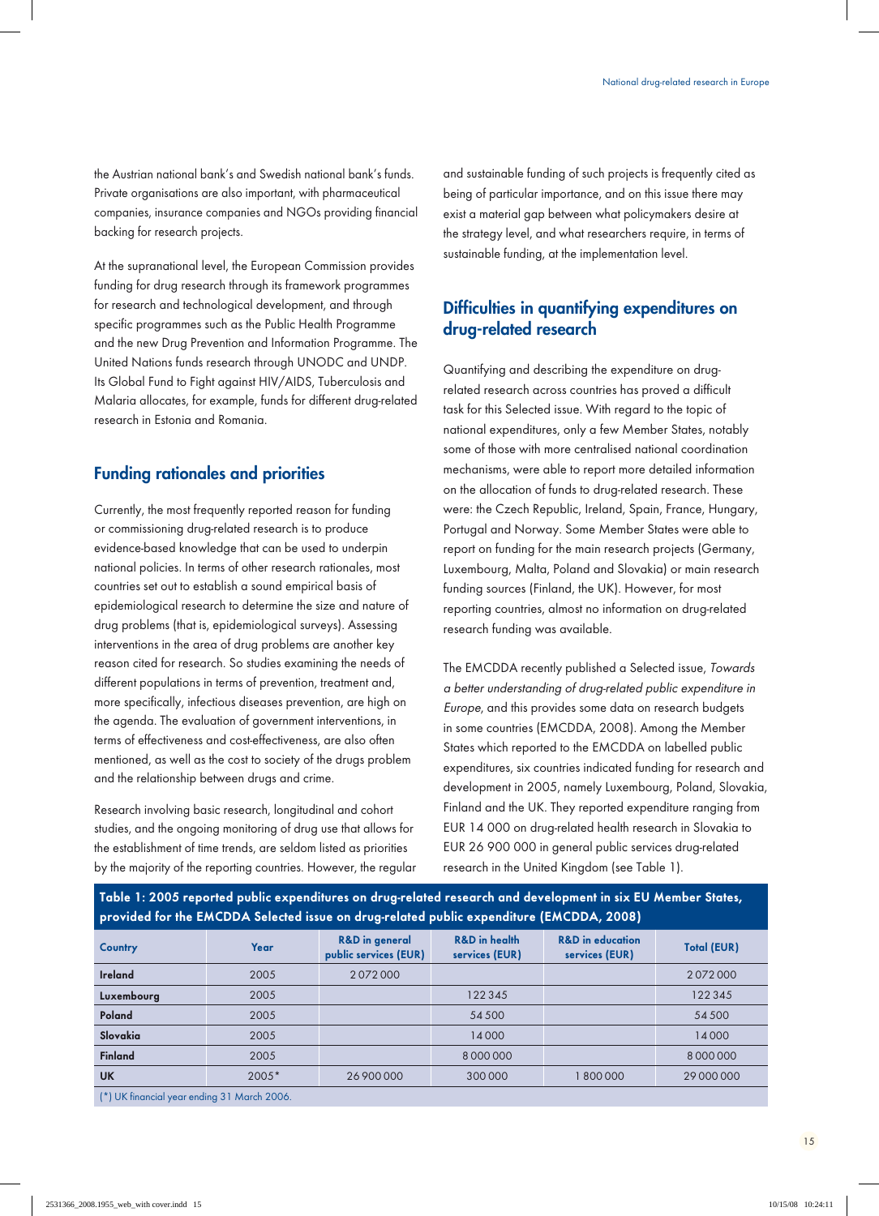the Austrian national bank's and Swedish national bank's funds. Private organisations are also important, with pharmaceutical companies, insurance companies and NGOs providing financial backing for research projects.

At the supranational level, the European Commission provides funding for drug research through its framework programmes for research and technological development, and through specific programmes such as the Public Health Programme and the new Drug Prevention and Information Programme. The United Nations funds research through UNODC and UNDP. Its Global Fund to Fight against HIV/AIDS, Tuberculosis and Malaria allocates, for example, funds for different drug-related research in Estonia and Romania.

## Funding rationales and priorities

Currently, the most frequently reported reason for funding or commissioning drug-related research is to produce evidence-based knowledge that can be used to underpin national policies. In terms of other research rationales, most countries set out to establish a sound empirical basis of epidemiological research to determine the size and nature of drug problems (that is, epidemiological surveys). Assessing interventions in the area of drug problems are another key reason cited for research. So studies examining the needs of different populations in terms of prevention, treatment and, more specifically, infectious diseases prevention, are high on the agenda. The evaluation of government interventions, in terms of effectiveness and cost-effectiveness, are also often mentioned, as well as the cost to society of the drugs problem and the relationship between drugs and crime.

Research involving basic research, longitudinal and cohort studies, and the ongoing monitoring of drug use that allows for the establishment of time trends, are seldom listed as priorities by the majority of the reporting countries. However, the regular and sustainable funding of such projects is frequently cited as being of particular importance, and on this issue there may exist a material gap between what policymakers desire at the strategy level, and what researchers require, in terms of sustainable funding, at the implementation level.

## Difficulties in quantifying expenditures on drug-related research

Quantifying and describing the expenditure on drug-related research across countries has proved a difficult task for this Selected issue. With regard to the topic of national expenditures, only a few Member States, notably some of those with more centralised national coordination mechanisms, were able to report more detailed information on the allocation of funds to drug-related research. These were: the Czech Republic, Ireland, Spain, France, Hungary, Portugal and Norway. Some Member States were able to report on funding for the main research projects (Germany, Luxembourg, Malta, Poland and Slovakia) or main research funding sources (Finland, the UK). However, for most reporting countries, almost no information on drug-related research funding was available.

The EMCDDA recently published a Selected issue, *Towards a better understanding of drug-related public expenditure in Europe*, and this provides some data on research budgets in some countries (EMCDDA, 2008). Among the Member States which reported to the EMCDDA on labelled public expenditures, six countries indicated funding for research and development in 2005, namely Luxembourg, Poland, Slovakia, Finland and the UK. They reported expenditure ranging from EUR 14 000 on drug-related health research in Slovakia to EUR 26 900 000 in general public services drug-related research in the United Kingdom (see Table 1).

**Table 1: 2005 reported public expenditures on drug-related research and development in six EU Member States, provided for the EMCDDA Selected issue on drug-related public expenditure (EMCDDA, 2008)**

| Country | Year | R&D in general public services (EUR) | R&D in health services (EUR) | R&D in education services (EUR) | Total (EUR) |
|---|---|---|---|---|---|
| Ireland | 2005 | 2 072 000 | | | 2 072 000 |
| Luxembourg | 2005 | | 122 345 | | 122 345 |
| Poland | 2005 | | 54 500 | | 54 500 |
| Slovakia | 2005 | | 14 000 | | 14 000 |
| Finland | 2005 | | 8 000 000 | | 8 000 000 |
| UK | 2005* | 26 900 000 | 300 000 | 1 800 000 | 29 000 000 |

(*) UK financial year ending 31 March 2006.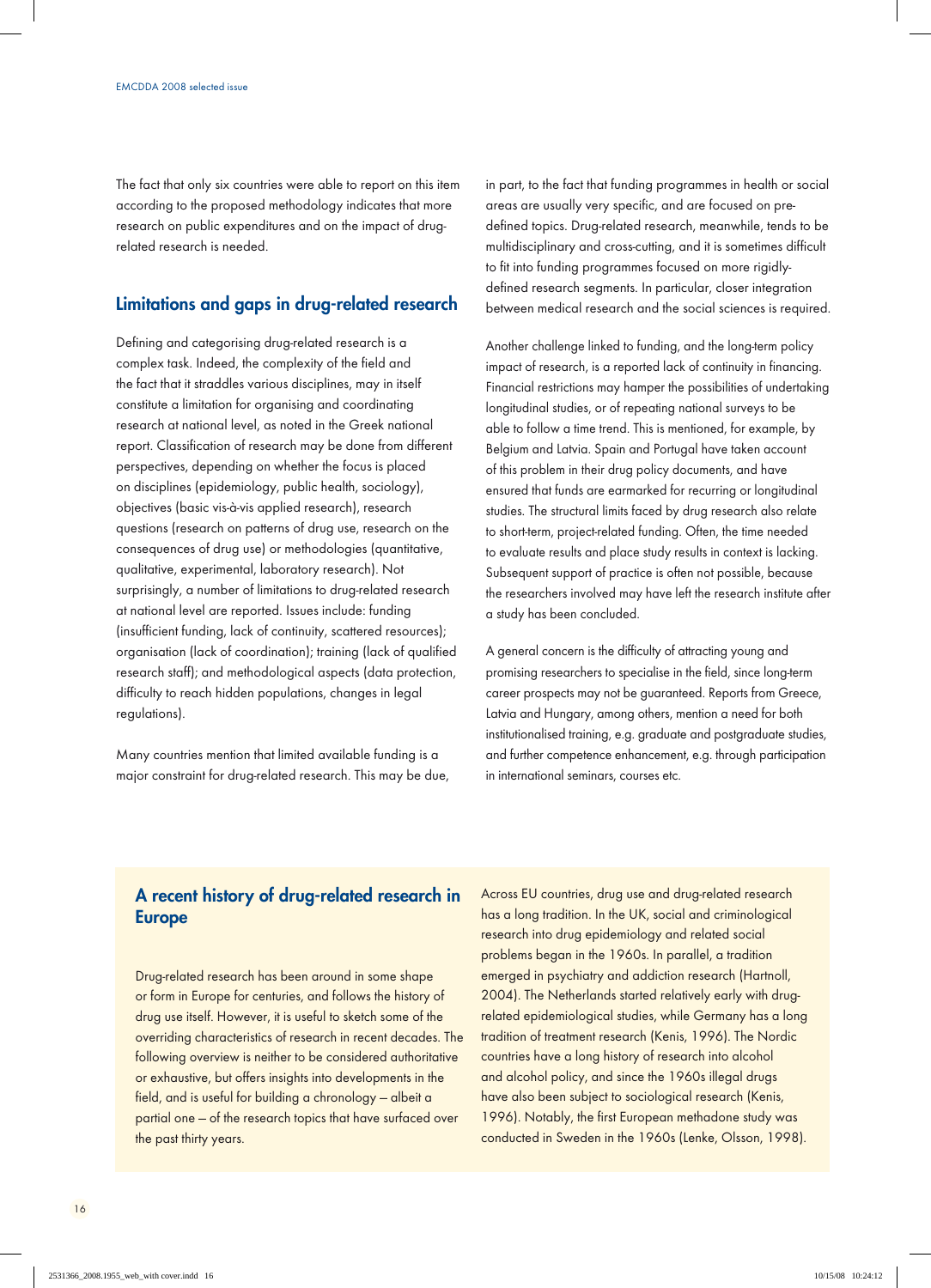The fact that only six countries were able to report on this item according to the proposed methodology indicates that more research on public expenditures and on the impact of drug-related research is needed.

## Limitations and gaps in drug-related research

Defining and categorising drug-related research is a complex task. Indeed, the complexity of the field and the fact that it straddles various disciplines, may in itself constitute a limitation for organising and coordinating research at national level, as noted in the Greek national report. Classification of research may be done from different perspectives, depending on whether the focus is placed on disciplines (epidemiology, public health, sociology), objectives (basic vis-à-vis applied research), research questions (research on patterns of drug use, research on the consequences of drug use) or methodologies (quantitative, qualitative, experimental, laboratory research). Not surprisingly, a number of limitations to drug-related research at national level are reported. Issues include: funding (insufficient funding, lack of continuity, scattered resources); organisation (lack of coordination); training (lack of qualified research staff); and methodological aspects (data protection, difficulty to reach hidden populations, changes in legal regulations).

Many countries mention that limited available funding is a major constraint for drug-related research. This may be due, in part, to the fact that funding programmes in health or social areas are usually very specific, and are focused on pre-defined topics. Drug-related research, meanwhile, tends to be multidisciplinary and cross-cutting, and it is sometimes difficult to fit into funding programmes focused on more rigidly-defined research segments. In particular, closer integration between medical research and the social sciences is required.

Another challenge linked to funding, and the long-term policy impact of research, is a reported lack of continuity in financing. Financial restrictions may hamper the possibilities of undertaking longitudinal studies, or of repeating national surveys to be able to follow a time trend. This is mentioned, for example, by Belgium and Latvia. Spain and Portugal have taken account of this problem in their drug policy documents, and have ensured that funds are earmarked for recurring or longitudinal studies. The structural limits faced by drug research also relate to short-term, project-related funding. Often, the time needed to evaluate results and place study results in context is lacking. Subsequent support of practice is often not possible, because the researchers involved may have left the research institute after a study has been concluded.

A general concern is the difficulty of attracting young and promising researchers to specialise in the field, since long-term career prospects may not be guaranteed. Reports from Greece, Latvia and Hungary, among others, mention a need for both institutionalised training, e.g. graduate and postgraduate studies, and further competence enhancement, e.g. through participation in international seminars, courses etc.

### A recent history of drug-related research in Europe

Drug-related research has been around in some shape or form in Europe for centuries, and follows the history of drug use itself. However, it is useful to sketch some of the overriding characteristics of research in recent decades. The following overview is neither to be considered authoritative or exhaustive, but offers insights into developments in the field, and is useful for building a chronology — albeit a partial one — of the research topics that have surfaced over the past thirty years.

Across EU countries, drug use and drug-related research has a long tradition. In the UK, social and criminological research into drug epidemiology and related social problems began in the 1960s. In parallel, a tradition emerged in psychiatry and addiction research (Hartnoll, 2004). The Netherlands started relatively early with drug-related epidemiological studies, while Germany has a long tradition of treatment research (Kenis, 1996). The Nordic countries have a long history of research into alcohol and alcohol policy, and since the 1960s illegal drugs have also been subject to sociological research (Kenis, 1996). Notably, the first European methadone study was conducted in Sweden in the 1960s (Lenke, Olsson, 1998).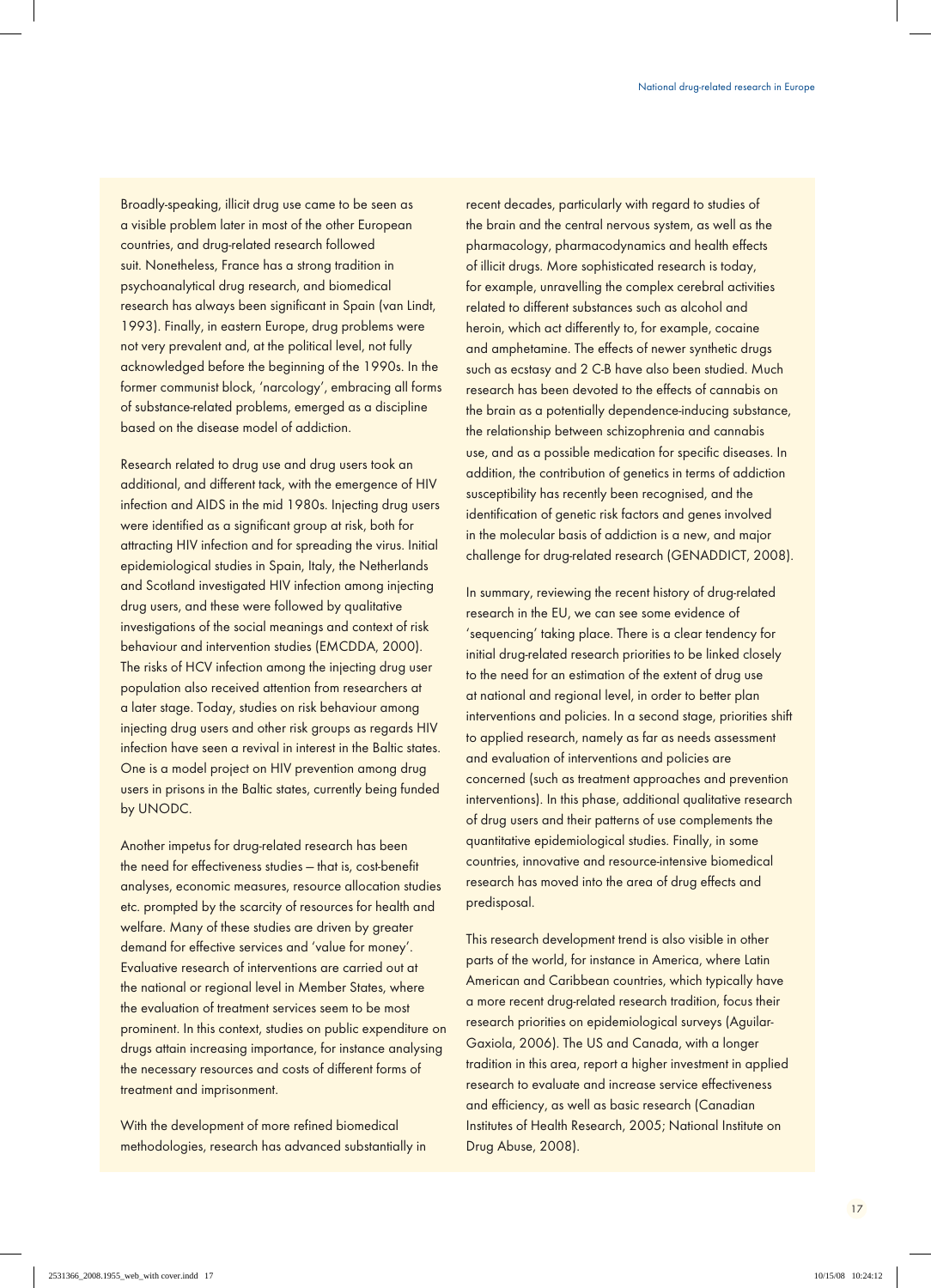Broadly-speaking, illicit drug use came to be seen as a visible problem later in most of the other European countries, and drug-related research followed suit. Nonetheless, France has a strong tradition in psychoanalytical drug research, and biomedical research has always been significant in Spain (van Lindt, 1993). Finally, in eastern Europe, drug problems were not very prevalent and, at the political level, not fully acknowledged before the beginning of the 1990s. In the former communist block, 'narcology', embracing all forms of substance-related problems, emerged as a discipline based on the disease model of addiction.

Research related to drug use and drug users took an additional, and different tack, with the emergence of HIV infection and AIDS in the mid 1980s. Injecting drug users were identified as a significant group at risk, both for attracting HIV infection and for spreading the virus. Initial epidemiological studies in Spain, Italy, the Netherlands and Scotland investigated HIV infection among injecting drug users, and these were followed by qualitative investigations of the social meanings and context of risk behaviour and intervention studies (EMCDDA, 2000). The risks of HCV infection among the injecting drug user population also received attention from researchers at a later stage. Today, studies on risk behaviour among injecting drug users and other risk groups as regards HIV infection have seen a revival in interest in the Baltic states. One is a model project on HIV prevention among drug users in prisons in the Baltic states, currently being funded by UNODC.

Another impetus for drug-related research has been the need for effectiveness studies — that is, cost-benefit analyses, economic measures, resource allocation studies etc. prompted by the scarcity of resources for health and welfare. Many of these studies are driven by greater demand for effective services and 'value for money'. Evaluative research of interventions are carried out at the national or regional level in Member States, where the evaluation of treatment services seem to be most prominent. In this context, studies on public expenditure on drugs attain increasing importance, for instance analysing the necessary resources and costs of different forms of treatment and imprisonment.

With the development of more refined biomedical methodologies, research has advanced substantially in recent decades, particularly with regard to studies of the brain and the central nervous system, as well as the pharmacology, pharmacodynamics and health effects of illicit drugs. More sophisticated research is today, for example, unravelling the complex cerebral activities related to different substances such as alcohol and heroin, which act differently to, for example, cocaine and amphetamine. The effects of newer synthetic drugs such as ecstasy and 2 C-B have also been studied. Much research has been devoted to the effects of cannabis on the brain as a potentially dependence-inducing substance, the relationship between schizophrenia and cannabis use, and as a possible medication for specific diseases. In addition, the contribution of genetics in terms of addiction susceptibility has recently been recognised, and the identification of genetic risk factors and genes involved in the molecular basis of addiction is a new, and major challenge for drug-related research (GENADDICT, 2008).

In summary, reviewing the recent history of drug-related research in the EU, we can see some evidence of 'sequencing' taking place. There is a clear tendency for initial drug-related research priorities to be linked closely to the need for an estimation of the extent of drug use at national and regional level, in order to better plan interventions and policies. In a second stage, priorities shift to applied research, namely as far as needs assessment and evaluation of interventions and policies are concerned (such as treatment approaches and prevention interventions). In this phase, additional qualitative research of drug users and their patterns of use complements the quantitative epidemiological studies. Finally, in some countries, innovative and resource-intensive biomedical research has moved into the area of drug effects and predisposal.

This research development trend is also visible in other parts of the world, for instance in America, where Latin American and Caribbean countries, which typically have a more recent drug-related research tradition, focus their research priorities on epidemiological surveys (Aguilar-Gaxiola, 2006). The US and Canada, with a longer tradition in this area, report a higher investment in applied research to evaluate and increase service effectiveness and efficiency, as well as basic research (Canadian Institutes of Health Research, 2005; National Institute on Drug Abuse, 2008).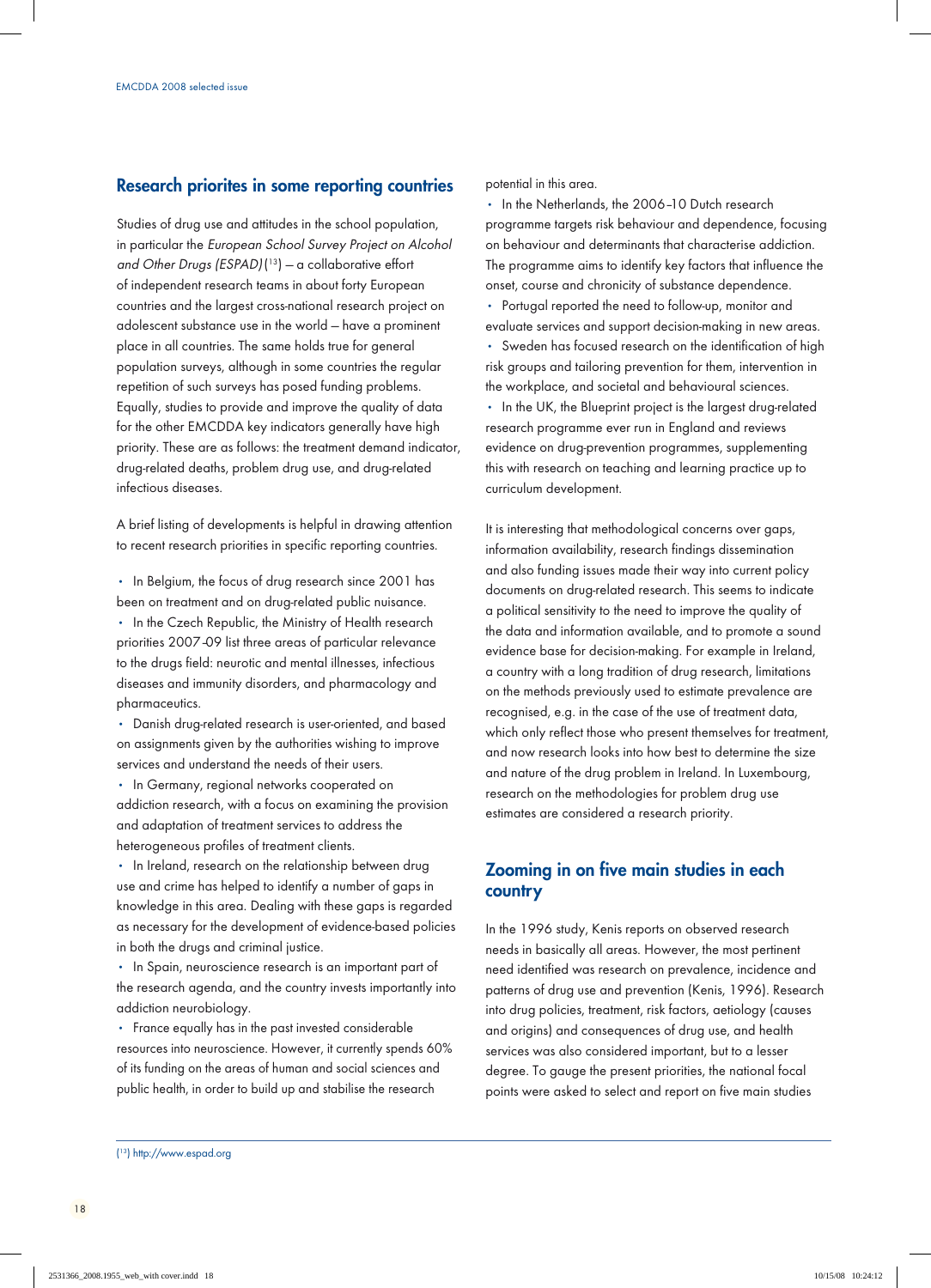## Research priorites in some reporting countries

Studies of drug use and attitudes in the school population, in particular the *European School Survey Project on Alcohol and Other Drugs (ESPAD)* [13] — a collaborative effort of independent research teams in about forty European countries and the largest cross-national research project on adolescent substance use in the world — have a prominent place in all countries. The same holds true for general population surveys, although in some countries the regular repetition of such surveys has posed funding problems. Equally, studies to provide and improve the quality of data for the other EMCDDA key indicators generally have high priority. These are as follows: the treatment demand indicator, drug-related deaths, problem drug use, and drug-related infectious diseases.

A brief listing of developments is helpful in drawing attention to recent research priorities in specific reporting countries.

- In Belgium, the focus of drug research since 2001 has been on treatment and on drug-related public nuisance.
- In the Czech Republic, the Ministry of Health research priorities 2007-09 list three areas of particular relevance to the drugs field: neurotic and mental illnesses, infectious diseases and immunity disorders, and pharmacology and pharmaceutics.
- Danish drug-related research is user-oriented, and based on assignments given by the authorities wishing to improve services and understand the needs of their users.
- In Germany, regional networks cooperated on addiction research, with a focus on examining the provision and adaptation of treatment services to address the heterogeneous profiles of treatment clients.
- In Ireland, research on the relationship between drug use and crime has helped to identify a number of gaps in knowledge in this area. Dealing with these gaps is regarded as necessary for the development of evidence-based policies in both the drugs and criminal justice.
- In Spain, neuroscience research is an important part of the research agenda, and the country invests importantly into addiction neurobiology.
- France equally has in the past invested considerable resources into neuroscience. However, it currently spends 60% of its funding on the areas of human and social sciences and public health, in order to build up and stabilise the research potential in this area.
- In the Netherlands, the 2006–10 Dutch research programme targets risk behaviour and dependence, focusing on behaviour and determinants that characterise addiction. The programme aims to identify key factors that influence the onset, course and chronicity of substance dependence.
- Portugal reported the need to follow-up, monitor and evaluate services and support decision-making in new areas.
- Sweden has focused research on the identification of high risk groups and tailoring prevention for them, intervention in the workplace, and societal and behavioural sciences.
- In the UK, the Blueprint project is the largest drug-related research programme ever run in England and reviews evidence on drug-prevention programmes, supplementing this with research on teaching and learning practice up to curriculum development.

It is interesting that methodological concerns over gaps, information availability, research findings dissemination and also funding issues made their way into current policy documents on drug-related research. This seems to indicate a political sensitivity to the need to improve the quality of the data and information available, and to promote a sound evidence base for decision-making. For example in Ireland, a country with a long tradition of drug research, limitations on the methods previously used to estimate prevalence are recognised, e.g. in the case of the use of treatment data, which only reflect those who present themselves for treatment, and now research looks into how best to determine the size and nature of the drug problem in Ireland. In Luxembourg, research on the methodologies for problem drug use estimates are considered a research priority.

## Zooming in on five main studies in each country

In the 1996 study, Kenis reports on observed research needs in basically all areas. However, the most pertinent need identified was research on prevalence, incidence and patterns of drug use and prevention (Kenis, 1996). Research into drug policies, treatment, risk factors, aetiology (causes and origins) and consequences of drug use, and health services was also considered important, but to a lesser degree. To gauge the present priorities, the national focal points were asked to select and report on five main studies

[13] http://www.espad.org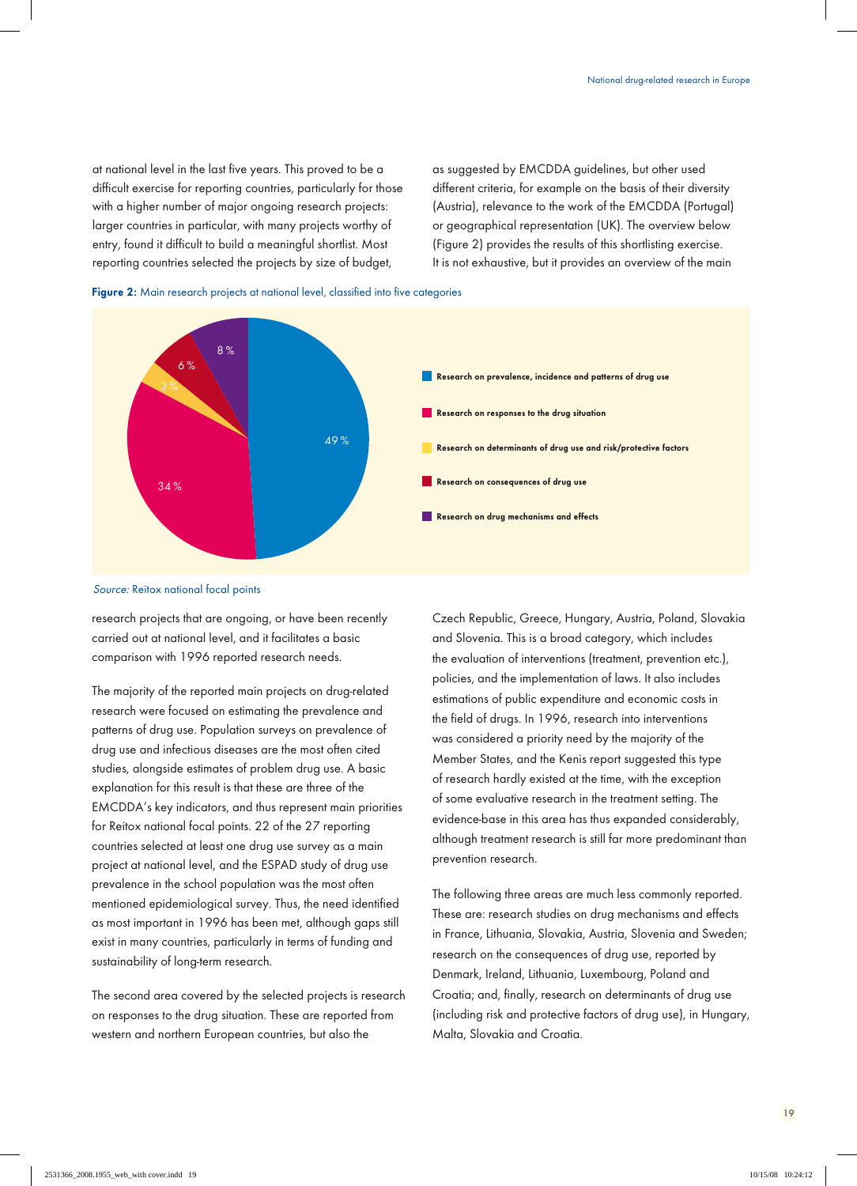at national level in the last five years. This proved to be a difficult exercise for reporting countries, particularly for those with a higher number of major ongoing research projects: larger countries in particular, with many projects worthy of entry, found it difficult to build a meaningful shortlist. Most reporting countries selected the projects by size of budget, as suggested by EMCDDA guidelines, but other used different criteria, for example on the basis of their diversity (Austria), relevance to the work of the EMCDDA (Portugal) or geographical representation (UK). The overview below (Figure 2) provides the results of this shortlisting exercise. It is not exhaustive, but it provides an overview of the main research projects that are ongoing, or have been recently carried out at national level, and it facilitates a basic comparison with 1996 reported research needs.

**Figure 2:** Main research projects at national level, classified into five categories

- Research on prevalence, incidence and patterns of drug use: 49 %
- Research on responses to the drug situation: 34 %
- Research on determinants of drug use and risk/protective factors: 3 %
- Research on consequences of drug use: 6 %
- Research on drug mechanisms and effects: 8 %

*Source:* Reitox national focal points

The majority of the reported main projects on drug-related research were focused on estimating the prevalence and patterns of drug use. Population surveys on prevalence of drug use and infectious diseases are the most often cited studies, alongside estimates of problem drug use. A basic explanation for this result is that these are three of the EMCDDA's key indicators, and thus represent main priorities for Reitox national focal points. 22 of the 27 reporting countries selected at least one drug use survey as a main project at national level, and the ESPAD study of drug use prevalence in the school population was the most often mentioned epidemiological survey. Thus, the need identified as most important in 1996 has been met, although gaps still exist in many countries, particularly in terms of funding and sustainability of long-term research.

The second area covered by the selected projects is research on responses to the drug situation. These are reported from western and northern European countries, but also the Czech Republic, Greece, Hungary, Austria, Poland, Slovakia and Slovenia. This is a broad category, which includes the evaluation of interventions (treatment, prevention etc.), policies, and the implementation of laws. It also includes estimations of public expenditure and economic costs in the field of drugs. In 1996, research into interventions was considered a priority need by the majority of the Member States, and the Kenis report suggested this type of research hardly existed at the time, with the exception of some evaluative research in the treatment setting. The evidence-base in this area has thus expanded considerably, although treatment research is still far more predominant than prevention research.

The following three areas are much less commonly reported. These are: research studies on drug mechanisms and effects in France, Lithuania, Slovakia, Austria, Slovenia and Sweden; research on the consequences of drug use, reported by Denmark, Ireland, Lithuania, Luxembourg, Poland and Croatia; and, finally, research on determinants of drug use (including risk and protective factors of drug use), in Hungary, Malta, Slovakia and Croatia.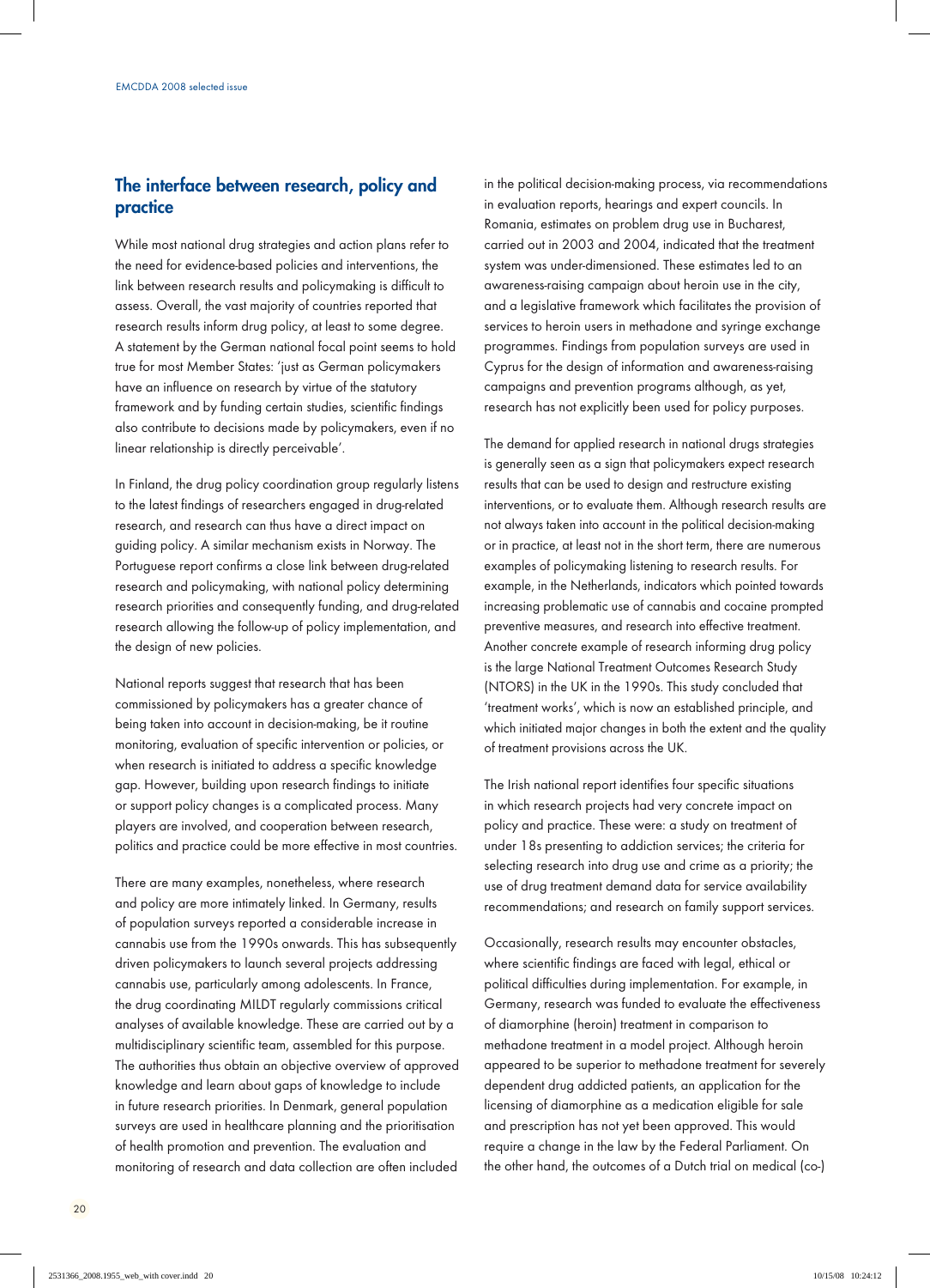## The interface between research, policy and practice

While most national drug strategies and action plans refer to the need for evidence-based policies and interventions, the link between research results and policymaking is difficult to assess. Overall, the vast majority of countries reported that research results inform drug policy, at least to some degree. A statement by the German national focal point seems to hold true for most Member States: 'just as German policymakers have an influence on research by virtue of the statutory framework and by funding certain studies, scientific findings also contribute to decisions made by policymakers, even if no linear relationship is directly perceivable'.

In Finland, the drug policy coordination group regularly listens to the latest findings of researchers engaged in drug-related research, and research can thus have a direct impact on guiding policy. A similar mechanism exists in Norway. The Portuguese report confirms a close link between drug-related research and policymaking, with national policy determining research priorities and consequently funding, and drug-related research allowing the follow-up of policy implementation, and the design of new policies.

National reports suggest that research that has been commissioned by policymakers has a greater chance of being taken into account in decision-making, be it routine monitoring, evaluation of specific intervention or policies, or when research is initiated to address a specific knowledge gap. However, building upon research findings to initiate or support policy changes is a complicated process. Many players are involved, and cooperation between research, politics and practice could be more effective in most countries.

There are many examples, nonetheless, where research and policy are more intimately linked. In Germany, results of population surveys reported a considerable increase in cannabis use from the 1990s onwards. This has subsequently driven policymakers to launch several projects addressing cannabis use, particularly among adolescents. In France, the drug coordinating MILDT regularly commissions critical analyses of available knowledge. These are carried out by a multidisciplinary scientific team, assembled for this purpose. The authorities thus obtain an objective overview of approved knowledge and learn about gaps of knowledge to include in future research priorities. In Denmark, general population surveys are used in healthcare planning and the prioritisation of health promotion and prevention. The evaluation and monitoring of research and data collection are often included in the political decision-making process, via recommendations in evaluation reports, hearings and expert councils. In Romania, estimates on problem drug use in Bucharest, carried out in 2003 and 2004, indicated that the treatment system was under-dimensioned. These estimates led to an awareness-raising campaign about heroin use in the city, and a legislative framework which facilitates the provision of services to heroin users in methadone and syringe exchange programmes. Findings from population surveys are used in Cyprus for the design of information and awareness-raising campaigns and prevention programs although, as yet, research has not explicitly been used for policy purposes.

The demand for applied research in national drugs strategies is generally seen as a sign that policymakers expect research results that can be used to design and restructure existing interventions, or to evaluate them. Although research results are not always taken into account in the political decision-making or in practice, at least not in the short term, there are numerous examples of policymaking listening to research results. For example, in the Netherlands, indicators which pointed towards increasing problematic use of cannabis and cocaine prompted preventive measures, and research into effective treatment. Another concrete example of research informing drug policy is the large National Treatment Outcomes Research Study (NTORS) in the UK in the 1990s. This study concluded that 'treatment works', which is now an established principle, and which initiated major changes in both the extent and the quality of treatment provisions across the UK.

The Irish national report identifies four specific situations in which research projects had very concrete impact on policy and practice. These were: a study on treatment of under 18s presenting to addiction services; the criteria for selecting research into drug use and crime as a priority; the use of drug treatment demand data for service availability recommendations; and research on family support services.

Occasionally, research results may encounter obstacles, where scientific findings are faced with legal, ethical or political difficulties during implementation. For example, in Germany, research was funded to evaluate the effectiveness of diamorphine (heroin) treatment in comparison to methadone treatment in a model project. Although heroin appeared to be superior to methadone treatment for severely dependent drug addicted patients, an application for the licensing of diamorphine as a medication eligible for sale and prescription has not yet been approved. This would require a change in the law by the Federal Parliament. On the other hand, the outcomes of a Dutch trial on medical (co-)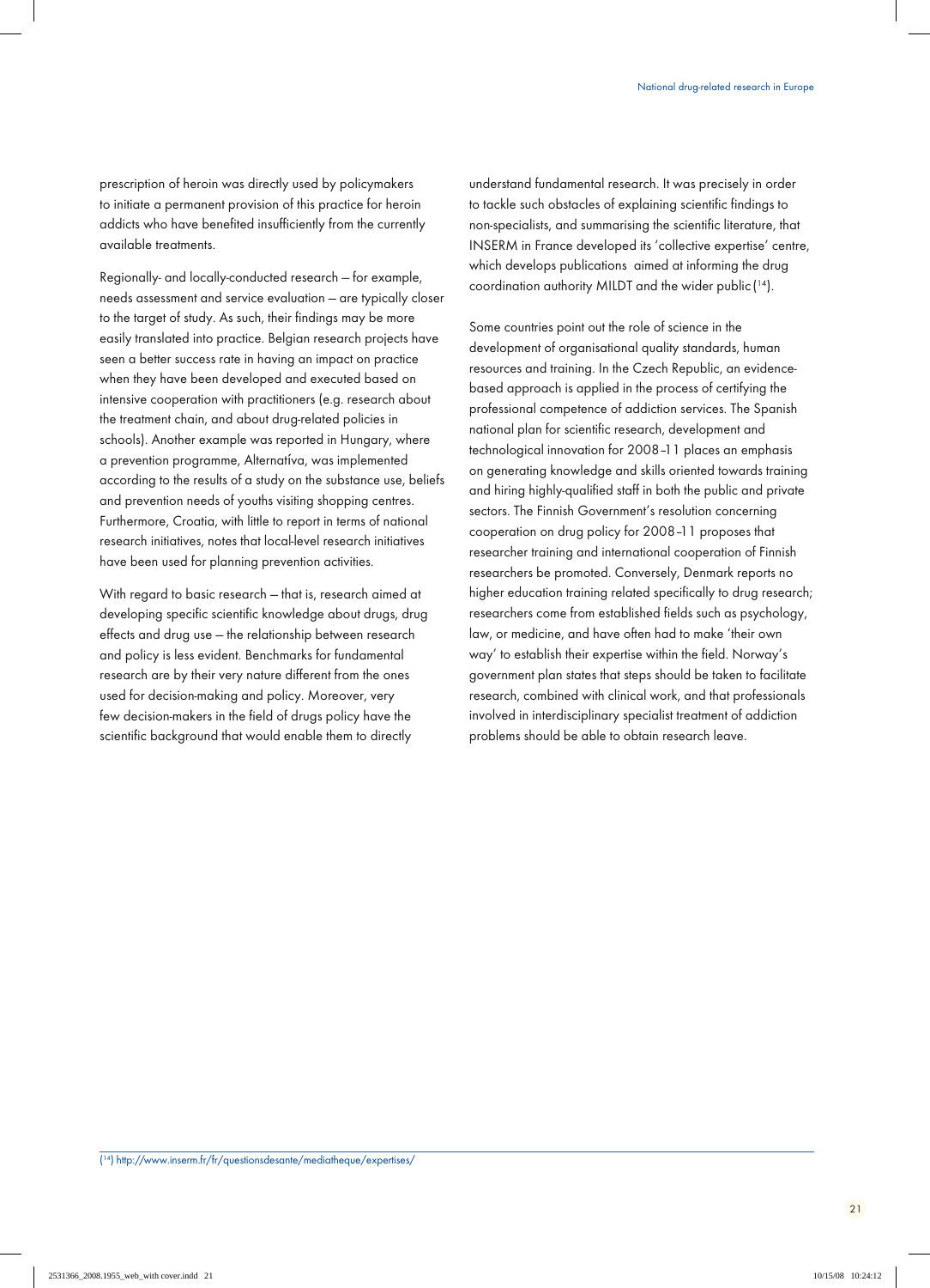prescription of heroin was directly used by policymakers to initiate a permanent provision of this practice for heroin addicts who have benefited insufficiently from the currently available treatments.

Regionally- and locally-conducted research — for example, needs assessment and service evaluation — are typically closer to the target of study. As such, their findings may be more easily translated into practice. Belgian research projects have seen a better success rate in having an impact on practice when they have been developed and executed based on intensive cooperation with practitioners (e.g. research about the treatment chain, and about drug-related policies in schools). Another example was reported in Hungary, where a prevention programme, Alternatíva, was implemented according to the results of a study on the substance use, beliefs and prevention needs of youths visiting shopping centres. Furthermore, Croatia, with little to report in terms of national research initiatives, notes that local-level research initiatives have been used for planning prevention activities.

With regard to basic research — that is, research aimed at developing specific scientific knowledge about drugs, drug effects and drug use — the relationship between research and policy is less evident. Benchmarks for fundamental research are by their very nature different from the ones used for decision-making and policy. Moreover, very few decision-makers in the field of drugs policy have the scientific background that would enable them to directly understand fundamental research. It was precisely in order to tackle such obstacles of explaining scientific findings to non-specialists, and summarising the scientific literature, that INSERM in France developed its 'collective expertise' centre, which develops publications aimed at informing the drug coordination authority MILDT and the wider public [14].

Some countries point out the role of science in the development of organisational quality standards, human resources and training. In the Czech Republic, an evidence-based approach is applied in the process of certifying the professional competence of addiction services. The Spanish national plan for scientific research, development and technological innovation for 2008–11 places an emphasis on generating knowledge and skills oriented towards training and hiring highly-qualified staff in both the public and private sectors. The Finnish Government's resolution concerning cooperation on drug policy for 2008–11 proposes that researcher training and international cooperation of Finnish researchers be promoted. Conversely, Denmark reports no higher education training related specifically to drug research; researchers come from established fields such as psychology, law, or medicine, and have often had to make 'their own way' to establish their expertise within the field. Norway's government plan states that steps should be taken to facilitate research, combined with clinical work, and that professionals involved in interdisciplinary specialist treatment of addiction problems should be able to obtain research leave.

---

(14) http://www.inserm.fr/fr/questionsdesante/mediatheque/expertises/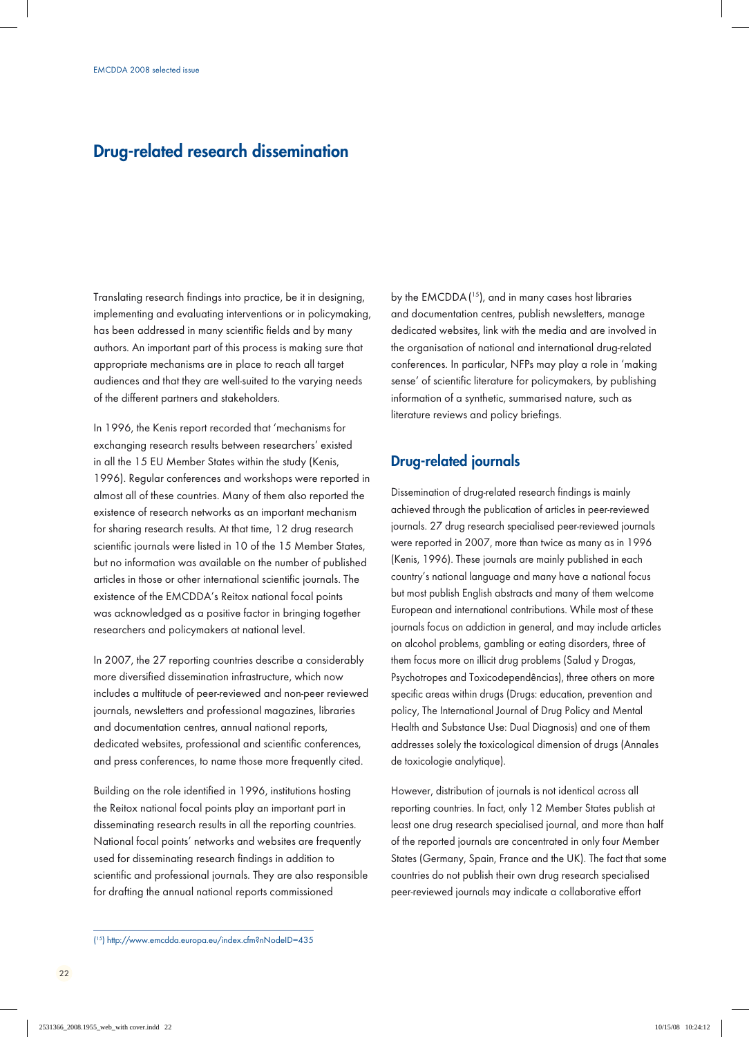# Drug-related research dissemination

Translating research findings into practice, be it in designing, implementing and evaluating interventions or in policymaking, has been addressed in many scientific fields and by many authors. An important part of this process is making sure that appropriate mechanisms are in place to reach all target audiences and that they are well-suited to the varying needs of the different partners and stakeholders.

In 1996, the Kenis report recorded that 'mechanisms for exchanging research results between researchers' existed in all the 15 EU Member States within the study (Kenis, 1996). Regular conferences and workshops were reported in almost all of these countries. Many of them also reported the existence of research networks as an important mechanism for sharing research results. At that time, 12 drug research scientific journals were listed in 10 of the 15 Member States, but no information was available on the number of published articles in those or other international scientific journals. The existence of the EMCDDA's Reitox national focal points was acknowledged as a positive factor in bringing together researchers and policymakers at national level.

In 2007, the 27 reporting countries describe a considerably more diversified dissemination infrastructure, which now includes a multitude of peer-reviewed and non-peer reviewed journals, newsletters and professional magazines, libraries and documentation centres, annual national reports, dedicated websites, professional and scientific conferences, and press conferences, to name those more frequently cited.

Building on the role identified in 1996, institutions hosting the Reitox national focal points play an important part in disseminating research results in all the reporting countries. National focal points' networks and websites are frequently used for disseminating research findings in addition to scientific and professional journals. They are also responsible for drafting the annual national reports commissioned by the EMCDDA [15], and in many cases host libraries and documentation centres, publish newsletters, manage dedicated websites, link with the media and are involved in the organisation of national and international drug-related conferences. In particular, NFPs may play a role in 'making sense' of scientific literature for policymakers, by publishing information of a synthetic, summarised nature, such as literature reviews and policy briefings.

## Drug-related journals

Dissemination of drug-related research findings is mainly achieved through the publication of articles in peer-reviewed journals. 27 drug research specialised peer-reviewed journals were reported in 2007, more than twice as many as in 1996 (Kenis, 1996). These journals are mainly published in each country's national language and many have a national focus but most publish English abstracts and many of them welcome European and international contributions. While most of these journals focus on addiction in general, and may include articles on alcohol problems, gambling or eating disorders, three of them focus more on illicit drug problems (Salud y Drogas, Psychotropes and Toxicodependências), three others on more specific areas within drugs (Drugs: education, prevention and policy, The International Journal of Drug Policy and Mental Health and Substance Use: Dual Diagnosis) and one of them addresses solely the toxicological dimension of drugs (Annales de toxicologie analytique).

However, distribution of journals is not identical across all reporting countries. In fact, only 12 Member States publish at least one drug research specialised journal, and more than half of the reported journals are concentrated in only four Member States (Germany, Spain, France and the UK). The fact that some countries do not publish their own drug research specialised peer-reviewed journals may indicate a collaborative effort

---

[15] http://www.emcdda.europa.eu/index.cfm?nNodeID=435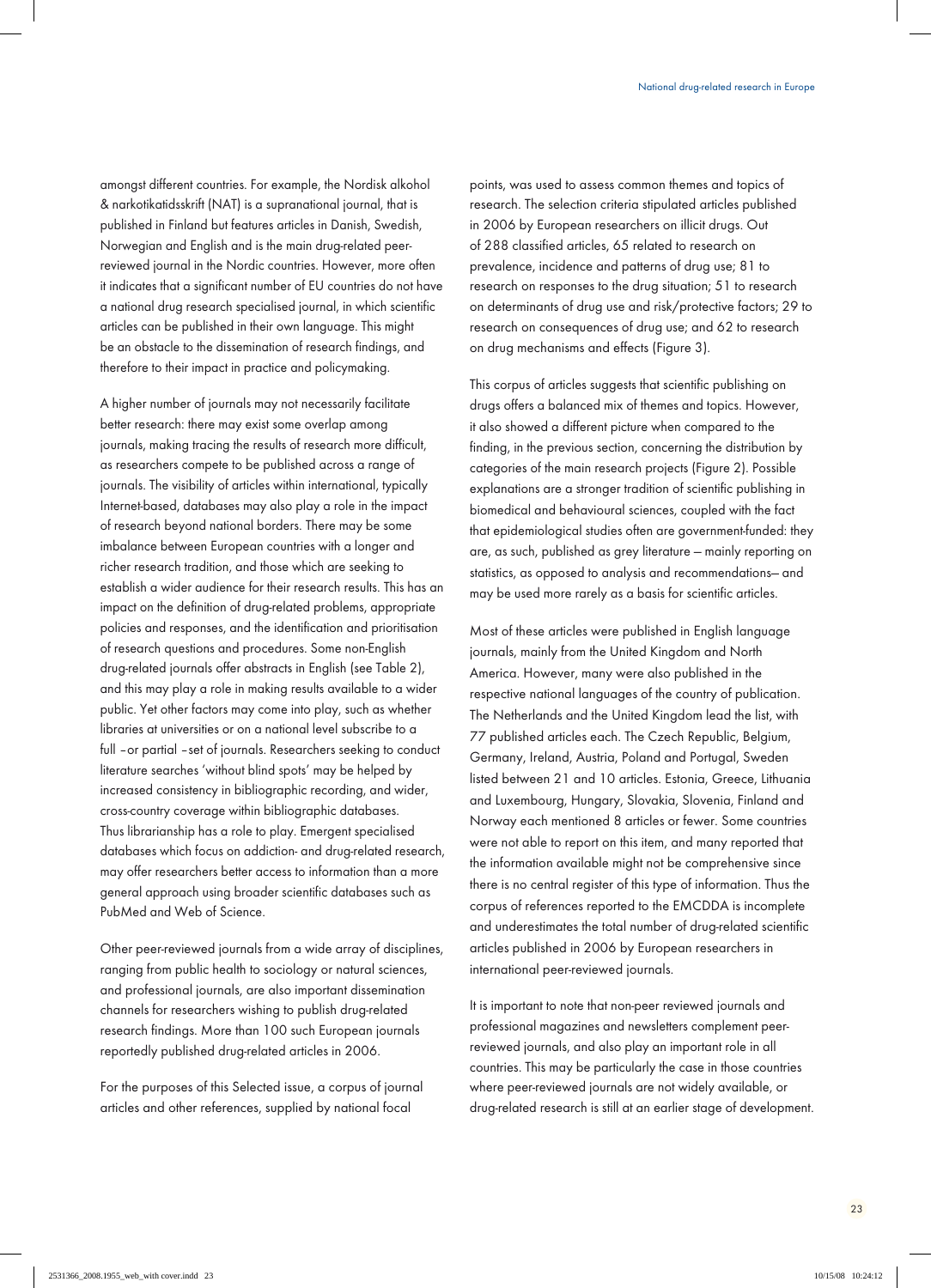amongst different countries. For example, the Nordisk alkohol & narkotikatidsskrift (NAT) is a supranational journal, that is published in Finland but features articles in Danish, Swedish, Norwegian and English and is the main drug-related peer-reviewed journal in the Nordic countries. However, more often it indicates that a significant number of EU countries do not have a national drug research specialised journal, in which scientific articles can be published in their own language. This might be an obstacle to the dissemination of research findings, and therefore to their impact in practice and policymaking.

A higher number of journals may not necessarily facilitate better research: there may exist some overlap among journals, making tracing the results of research more difficult, as researchers compete to be published across a range of journals. The visibility of articles within international, typically Internet-based, databases may also play a role in the impact of research beyond national borders. There may be some imbalance between European countries with a longer and richer research tradition, and those which are seeking to establish a wider audience for their research results. This has an impact on the definition of drug-related problems, appropriate policies and responses, and the identification and prioritisation of research questions and procedures. Some non-English drug-related journals offer abstracts in English (see Table 2), and this may play a role in making results available to a wider public. Yet other factors may come into play, such as whether libraries at universities or on a national level subscribe to a full – or partial – set of journals. Researchers seeking to conduct literature searches 'without blind spots' may be helped by increased consistency in bibliographic recording, and wider, cross-country coverage within bibliographic databases. Thus librarianship has a role to play. Emergent specialised databases which focus on addiction- and drug-related research, may offer researchers better access to information than a more general approach using broader scientific databases such as PubMed and Web of Science.

Other peer-reviewed journals from a wide array of disciplines, ranging from public health to sociology or natural sciences, and professional journals, are also important dissemination channels for researchers wishing to publish drug-related research findings. More than 100 such European journals reportedly published drug-related articles in 2006.

For the purposes of this Selected issue, a corpus of journal articles and other references, supplied by national focal points, was used to assess common themes and topics of research. The selection criteria stipulated articles published in 2006 by European researchers on illicit drugs. Out of 288 classified articles, 65 related to research on prevalence, incidence and patterns of drug use; 81 to research on responses to the drug situation; 51 to research on determinants of drug use and risk/protective factors; 29 to research on consequences of drug use; and 62 to research on drug mechanisms and effects (Figure 3).

This corpus of articles suggests that scientific publishing on drugs offers a balanced mix of themes and topics. However, it also showed a different picture when compared to the finding, in the previous section, concerning the distribution by categories of the main research projects (Figure 2). Possible explanations are a stronger tradition of scientific publishing in biomedical and behavioural sciences, coupled with the fact that epidemiological studies often are government-funded: they are, as such, published as grey literature — mainly reporting on statistics, as opposed to analysis and recommendations— and may be used more rarely as a basis for scientific articles.

Most of these articles were published in English language journals, mainly from the United Kingdom and North America. However, many were also published in the respective national languages of the country of publication. The Netherlands and the United Kingdom lead the list, with 77 published articles each. The Czech Republic, Belgium, Germany, Ireland, Austria, Poland and Portugal, Sweden listed between 21 and 10 articles. Estonia, Greece, Lithuania and Luxembourg, Hungary, Slovakia, Slovenia, Finland and Norway each mentioned 8 articles or fewer. Some countries were not able to report on this item, and many reported that the information available might not be comprehensive since there is no central register of this type of information. Thus the corpus of references reported to the EMCDDA is incomplete and underestimates the total number of drug-related scientific articles published in 2006 by European researchers in international peer-reviewed journals.

It is important to note that non-peer reviewed journals and professional magazines and newsletters complement peer-reviewed journals, and also play an important role in all countries. This may be particularly the case in those countries where peer-reviewed journals are not widely available, or drug-related research is still at an earlier stage of development.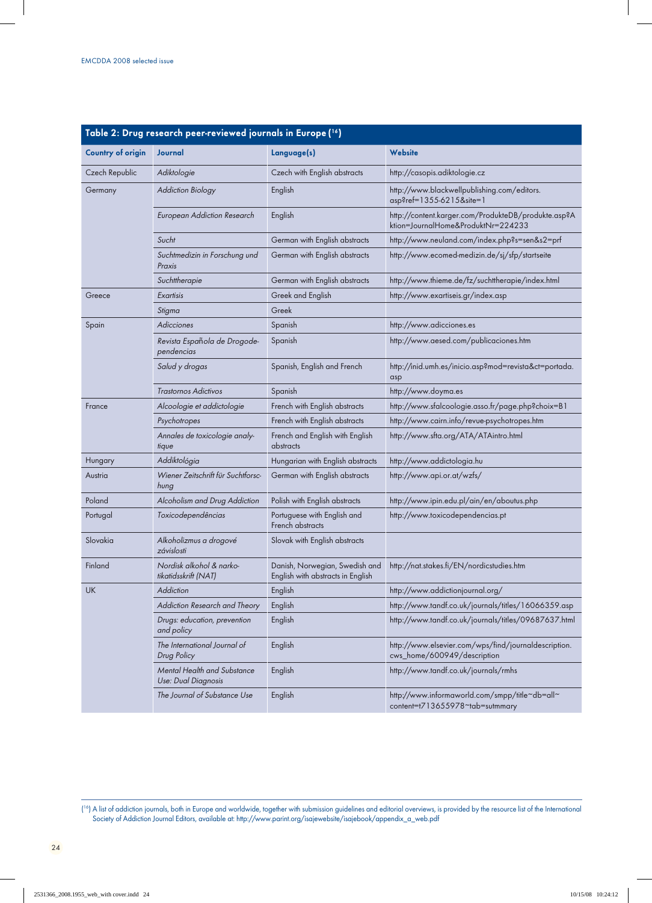**Table 2: Drug research peer-reviewed journals in Europe ([16])**

| Country of origin | Journal | Language(s) | Website |
|---|---|---|---|
| Czech Republic | *Adiktologie* | Czech with English abstracts | http://casopis.adiktologie.cz |
| Germany | *Addiction Biology* | English | http://www.blackwellpublishing.com/editors.asp?ref=1355-6215&site=1 |
| | *European Addiction Research* | English | http://content.karger.com/ProdukteDB/produkte.asp?Aktion=JournalHome&ProduktNr=224233 |
| | *Sucht* | German with English abstracts | http://www.neuland.com/index.php?s=sen&s2=prf |
| | *Suchtmedizin in Forschung und Praxis* | German with English abstracts | http://www.ecomed-medizin.de/sj/sfp/startseite |
| | *Suchttherapie* | German with English abstracts | http://www.thieme.de/fz/suchttherapie/index.html |
| Greece | *Exartisis* | Greek and English | http://www.exartiseis.gr/index.asp |
| | *Stigma* | Greek | |
| Spain | *Adicciones* | Spanish | http://www.adicciones.es |
| | *Revista Española de Drogodependencias* | Spanish | http://www.aesed.com/publicaciones.htm |
| | *Salud y drogas* | Spanish, English and French | http://inid.umh.es/inicio.asp?mod=revista&ct=portada.asp |
| | *Trastornos Adictivos* | Spanish | http://www.doyma.es |
| France | *Alcoologie et addictologie* | French with English abstracts | http://www.sfalcoologie.asso.fr/page.php?choix=B1 |
| | *Psychotropes* | French with English abstracts | http://www.cairn.info/revue-psychotropes.htm |
| | *Annales de toxicologie analytique* | French and English with English abstracts | http://www.sfta.org/ATA/ATAintro.html |
| Hungary | *Addiktológia* | Hungarian with English abstracts | http://www.addictologia.hu |
| Austria | *Wiener Zeitschrift für Suchtforschung* | German with English abstracts | http://www.api.or.at/wzfs/ |
| Poland | *Alcoholism and Drug Addiction* | Polish with English abstracts | http://www.ipin.edu.pl/ain/en/aboutus.php |
| Portugal | *Toxicodependências* | Portuguese with English and French abstracts | http://www.toxicodependencias.pt |
| Slovakia | *Alkoholizmus a drogové závislosti* | Slovak with English abstracts | |
| Finland | *Nordisk alkohol & narkotikatidsskrift (NAT)* | Danish, Norwegian, Swedish and English with abstracts in English | http://nat.stakes.fi/EN/nordicstudies.htm |
| UK | *Addiction* | English | http://www.addictionjournal.org/ |
| | *Addiction Research and Theory* | English | http://www.tandf.co.uk/journals/titles/16066359.asp |
| | *Drugs: education, prevention and policy* | English | http://www.tandf.co.uk/journals/titles/09687637.html |
| | *The International Journal of Drug Policy* | English | http://www.elsevier.com/wps/find/journaldescription.cws_home/600949/description |
| | *Mental Health and Substance Use: Dual Diagnosis* | English | http://www.tandf.co.uk/journals/rmhs |
| | *The Journal of Substance Use* | English | http://www.informaworld.com/smpp/title~db=all~content=t713655978~tab=sutmmary |

([16]) A list of addiction journals, both in Europe and worldwide, together with submission guidelines and editorial overviews, is provided by the resource list of the International Society of Addiction Journal Editors, available at: http://www.parint.org/isajewebsite/isajebook/appendix_a_web.pdf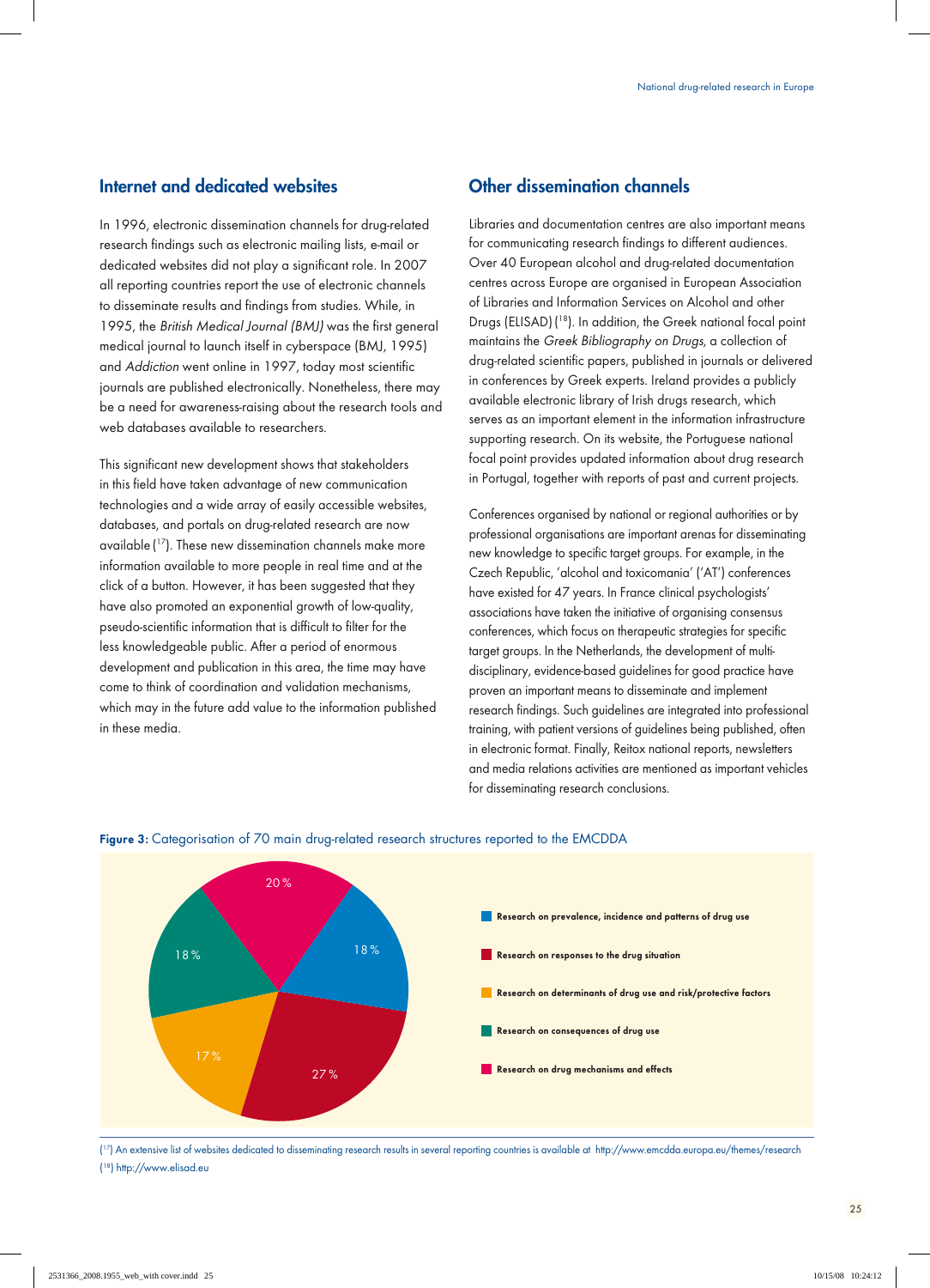## Internet and dedicated websites

In 1996, electronic dissemination channels for drug-related research findings such as electronic mailing lists, e-mail or dedicated websites did not play a significant role. In 2007 all reporting countries report the use of electronic channels to disseminate results and findings from studies. While, in 1995, the *British Medical Journal (BMJ)* was the first general medical journal to launch itself in cyberspace (BMJ, 1995) and *Addiction* went online in 1997, today most scientific journals are published electronically. Nonetheless, there may be a need for awareness-raising about the research tools and web databases available to researchers.

This significant new development shows that stakeholders in this field have taken advantage of new communication technologies and a wide array of easily accessible websites, databases, and portals on drug-related research are now available ([17]). These new dissemination channels make more information available to more people in real time and at the click of a button. However, it has been suggested that they have also promoted an exponential growth of low-quality, pseudo-scientific information that is difficult to filter for the less knowledgeable public. After a period of enormous development and publication in this area, the time may have come to think of coordination and validation mechanisms, which may in the future add value to the information published in these media.

## Other dissemination channels

Libraries and documentation centres are also important means for communicating research findings to different audiences. Over 40 European alcohol and drug-related documentation centres across Europe are organised in European Association of Libraries and Information Services on Alcohol and other Drugs (ELISAD) ([18]). In addition, the Greek national focal point maintains the *Greek Bibliography on Drugs*, a collection of drug-related scientific papers, published in journals or delivered in conferences by Greek experts. Ireland provides a publicly available electronic library of Irish drugs research, which serves as an important element in the information infrastructure supporting research. On its website, the Portuguese national focal point provides updated information about drug research in Portugal, together with reports of past and current projects.

Conferences organised by national or regional authorities or by professional organisations are important arenas for disseminating new knowledge to specific target groups. For example, in the Czech Republic, 'alcohol and toxicomania' ('AT') conferences have existed for 47 years. In France clinical psychologists' associations have taken the initiative of organising consensus conferences, which focus on therapeutic strategies for specific target groups. In the Netherlands, the development of multi-disciplinary, evidence-based guidelines for good practice have proven an important means to disseminate and implement research findings. Such guidelines are integrated into professional training, with patient versions of guidelines being published, often in electronic format. Finally, Reitox national reports, newsletters and media relations activities are mentioned as important vehicles for disseminating research conclusions.

**Figure 3:** Categorisation of 70 main drug-related research structures reported to the EMCDDA

| Category | Share |
|---|---|
| Research on prevalence, incidence and patterns of drug use | 18 % |
| Research on responses to the drug situation | 27 % |
| Research on determinants of drug use and risk/protective factors | 17 % |
| Research on consequences of drug use | 18 % |
| Research on drug mechanisms and effects | 20 % |

([17]) An extensive list of websites dedicated to disseminating research results in several reporting countries is available at http://www.emcdda.europa.eu/themes/research

([18]) http://www.elisad.eu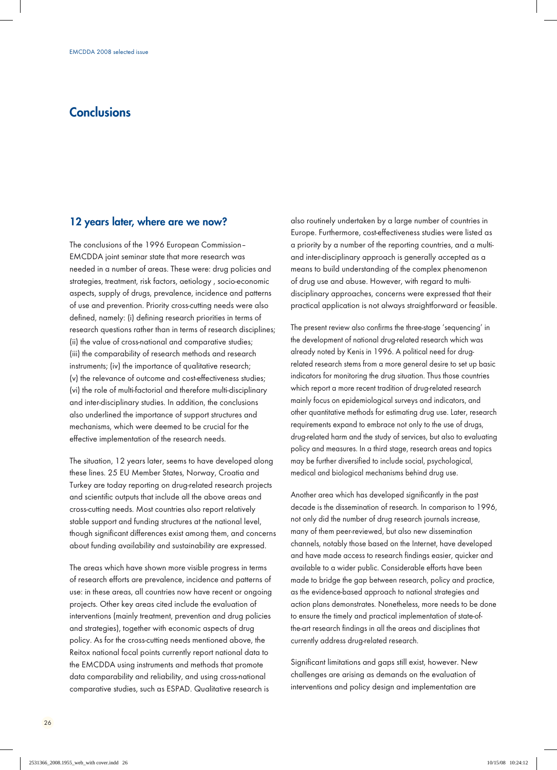# Conclusions

## 12 years later, where are we now?

The conclusions of the 1996 European Commission–EMCDDA joint seminar state that more research was needed in a number of areas. These were: drug policies and strategies, treatment, risk factors, aetiology , socio-economic aspects, supply of drugs, prevalence, incidence and patterns of use and prevention. Priority cross-cutting needs were also defined, namely: (i) defining research priorities in terms of research questions rather than in terms of research disciplines; (ii) the value of cross-national and comparative studies; (iii) the comparability of research methods and research instruments; (iv) the importance of qualitative research; (v) the relevance of outcome and cost-effectiveness studies; (vi) the role of multi-factorial and therefore multi-disciplinary and inter-disciplinary studies. In addition, the conclusions also underlined the importance of support structures and mechanisms, which were deemed to be crucial for the effective implementation of the research needs.

The situation, 12 years later, seems to have developed along these lines. 25 EU Member States, Norway, Croatia and Turkey are today reporting on drug-related research projects and scientific outputs that include all the above areas and cross-cutting needs. Most countries also report relatively stable support and funding structures at the national level, though significant differences exist among them, and concerns about funding availability and sustainability are expressed.

The areas which have shown more visible progress in terms of research efforts are prevalence, incidence and patterns of use: in these areas, all countries now have recent or ongoing projects. Other key areas cited include the evaluation of interventions (mainly treatment, prevention and drug policies and strategies), together with economic aspects of drug policy. As for the cross-cutting needs mentioned above, the Reitox national focal points currently report national data to the EMCDDA using instruments and methods that promote data comparability and reliability, and using cross-national comparative studies, such as ESPAD. Qualitative research is also routinely undertaken by a large number of countries in Europe. Furthermore, cost-effectiveness studies were listed as a priority by a number of the reporting countries, and a multi- and inter-disciplinary approach is generally accepted as a means to build understanding of the complex phenomenon of drug use and abuse. However, with regard to multi-disciplinary approaches, concerns were expressed that their practical application is not always straightforward or feasible.

The present review also confirms the three-stage 'sequencing' in the development of national drug-related research which was already noted by Kenis in 1996. A political need for drug-related research stems from a more general desire to set up basic indicators for monitoring the drug situation. Thus those countries which report a more recent tradition of drug-related research mainly focus on epidemiological surveys and indicators, and other quantitative methods for estimating drug use. Later, research requirements expand to embrace not only to the use of drugs, drug-related harm and the study of services, but also to evaluating policy and measures. In a third stage, research areas and topics may be further diversified to include social, psychological, medical and biological mechanisms behind drug use.

Another area which has developed significantly in the past decade is the dissemination of research. In comparison to 1996, not only did the number of drug research journals increase, many of them peer-reviewed, but also new dissemination channels, notably those based on the Internet, have developed and have made access to research findings easier, quicker and available to a wider public. Considerable efforts have been made to bridge the gap between research, policy and practice, as the evidence-based approach to national strategies and action plans demonstrates. Nonetheless, more needs to be done to ensure the timely and practical implementation of state-of-the-art research findings in all the areas and disciplines that currently address drug-related research.

Significant limitations and gaps still exist, however. New challenges are arising as demands on the evaluation of interventions and policy design and implementation are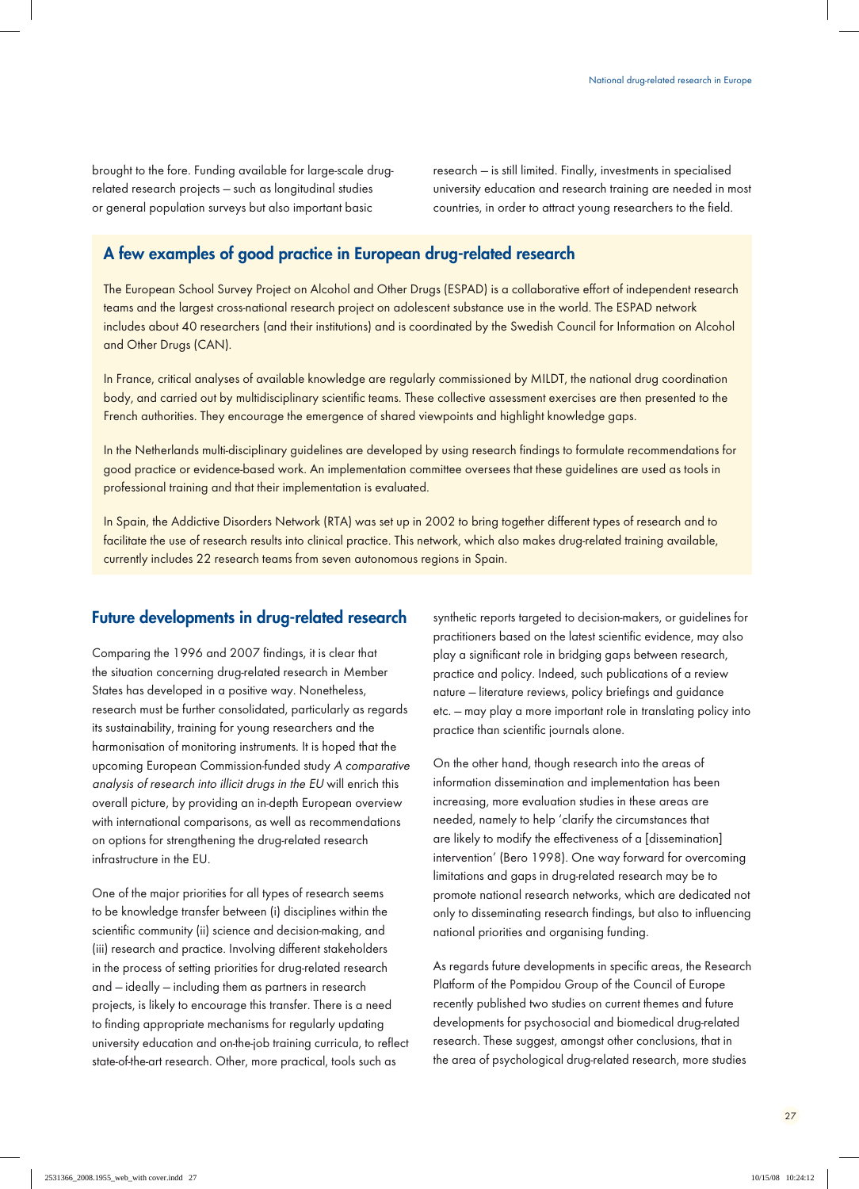brought to the fore. Funding available for large-scale drug-related research projects — such as longitudinal studies or general population surveys but also important basic research — is still limited. Finally, investments in specialised university education and research training are needed in most countries, in order to attract young researchers to the field.

## A few examples of good practice in European drug-related research

The European School Survey Project on Alcohol and Other Drugs (ESPAD) is a collaborative effort of independent research teams and the largest cross-national research project on adolescent substance use in the world. The ESPAD network includes about 40 researchers (and their institutions) and is coordinated by the Swedish Council for Information on Alcohol and Other Drugs (CAN).

In France, critical analyses of available knowledge are regularly commissioned by MILDT, the national drug coordination body, and carried out by multidisciplinary scientific teams. These collective assessment exercises are then presented to the French authorities. They encourage the emergence of shared viewpoints and highlight knowledge gaps.

In the Netherlands multi-disciplinary guidelines are developed by using research findings to formulate recommendations for good practice or evidence-based work. An implementation committee oversees that these guidelines are used as tools in professional training and that their implementation is evaluated.

In Spain, the Addictive Disorders Network (RTA) was set up in 2002 to bring together different types of research and to facilitate the use of research results into clinical practice. This network, which also makes drug-related training available, currently includes 22 research teams from seven autonomous regions in Spain.

## Future developments in drug-related research

Comparing the 1996 and 2007 findings, it is clear that the situation concerning drug-related research in Member States has developed in a positive way. Nonetheless, research must be further consolidated, particularly as regards its sustainability, training for young researchers and the harmonisation of monitoring instruments. It is hoped that the upcoming European Commission-funded study *A comparative analysis of research into illicit drugs in the EU* will enrich this overall picture, by providing an in-depth European overview with international comparisons, as well as recommendations on options for strengthening the drug-related research infrastructure in the EU.

One of the major priorities for all types of research seems to be knowledge transfer between (i) disciplines within the scientific community (ii) science and decision-making, and (iii) research and practice. Involving different stakeholders in the process of setting priorities for drug-related research and — ideally — including them as partners in research projects, is likely to encourage this transfer. There is a need to finding appropriate mechanisms for regularly updating university education and on-the-job training curricula, to reflect state-of-the-art research. Other, more practical, tools such as synthetic reports targeted to decision-makers, or guidelines for practitioners based on the latest scientific evidence, may also play a significant role in bridging gaps between research, practice and policy. Indeed, such publications of a review nature — literature reviews, policy briefings and guidance etc. — may play a more important role in translating policy into practice than scientific journals alone.

On the other hand, though research into the areas of information dissemination and implementation has been increasing, more evaluation studies in these areas are needed, namely to help 'clarify the circumstances that are likely to modify the effectiveness of a [dissemination] intervention' (Bero 1998). One way forward for overcoming limitations and gaps in drug-related research may be to promote national research networks, which are dedicated not only to disseminating research findings, but also to influencing national priorities and organising funding.

As regards future developments in specific areas, the Research Platform of the Pompidou Group of the Council of Europe recently published two studies on current themes and future developments for psychosocial and biomedical drug-related research. These suggest, amongst other conclusions, that in the area of psychological drug-related research, more studies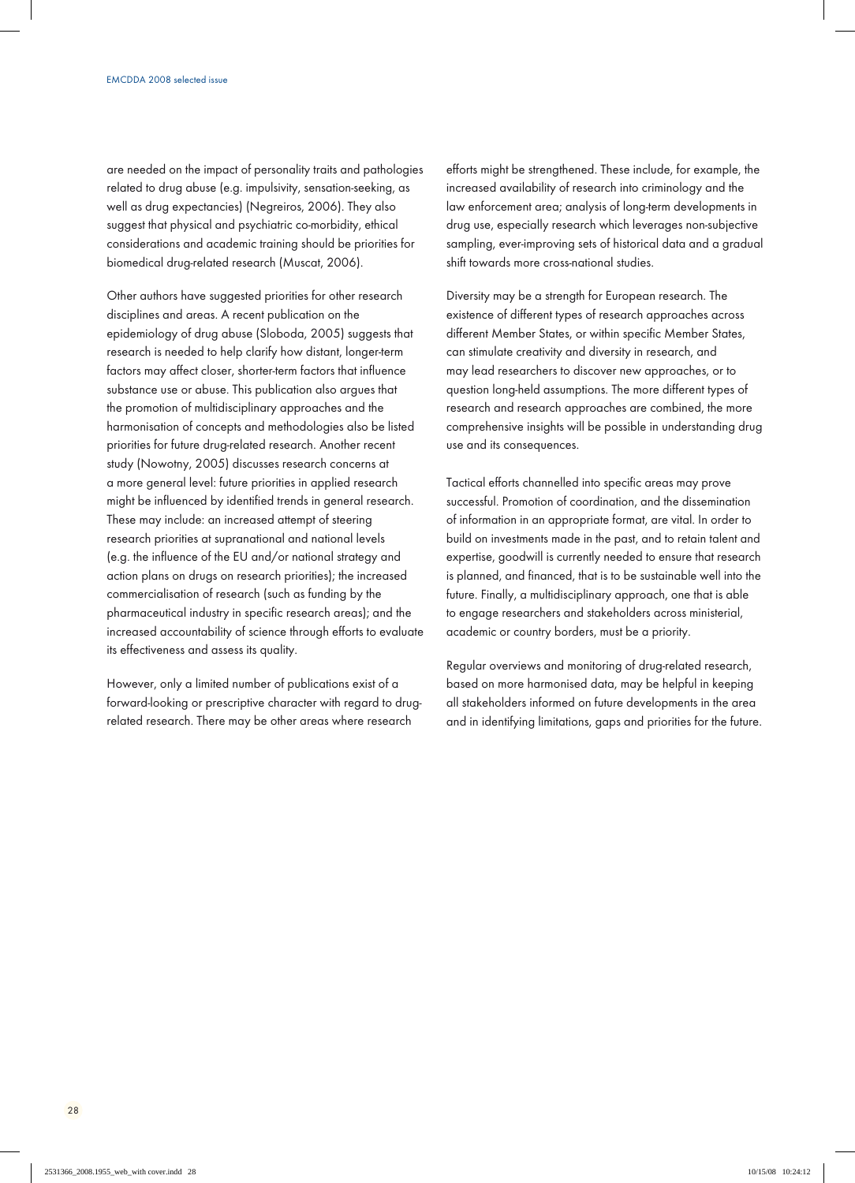are needed on the impact of personality traits and pathologies related to drug abuse (e.g. impulsivity, sensation-seeking, as well as drug expectancies) (Negreiros, 2006). They also suggest that physical and psychiatric co-morbidity, ethical considerations and academic training should be priorities for biomedical drug-related research (Muscat, 2006).

Other authors have suggested priorities for other research disciplines and areas. A recent publication on the epidemiology of drug abuse (Sloboda, 2005) suggests that research is needed to help clarify how distant, longer-term factors may affect closer, shorter-term factors that influence substance use or abuse. This publication also argues that the promotion of multidisciplinary approaches and the harmonisation of concepts and methodologies also be listed priorities for future drug-related research. Another recent study (Nowotny, 2005) discusses research concerns at a more general level: future priorities in applied research might be influenced by identified trends in general research. These may include: an increased attempt of steering research priorities at supranational and national levels (e.g. the influence of the EU and/or national strategy and action plans on drugs on research priorities); the increased commercialisation of research (such as funding by the pharmaceutical industry in specific research areas); and the increased accountability of science through efforts to evaluate its effectiveness and assess its quality.

However, only a limited number of publications exist of a forward-looking or prescriptive character with regard to drug-related research. There may be other areas where research efforts might be strengthened. These include, for example, the increased availability of research into criminology and the law enforcement area; analysis of long-term developments in drug use, especially research which leverages non-subjective sampling, ever-improving sets of historical data and a gradual shift towards more cross-national studies.

Diversity may be a strength for European research. The existence of different types of research approaches across different Member States, or within specific Member States, can stimulate creativity and diversity in research, and may lead researchers to discover new approaches, or to question long-held assumptions. The more different types of research and research approaches are combined, the more comprehensive insights will be possible in understanding drug use and its consequences.

Tactical efforts channelled into specific areas may prove successful. Promotion of coordination, and the dissemination of information in an appropriate format, are vital. In order to build on investments made in the past, and to retain talent and expertise, goodwill is currently needed to ensure that research is planned, and financed, that is to be sustainable well into the future. Finally, a multidisciplinary approach, one that is able to engage researchers and stakeholders across ministerial, academic or country borders, must be a priority.

Regular overviews and monitoring of drug-related research, based on more harmonised data, may be helpful in keeping all stakeholders informed on future developments in the area and in identifying limitations, gaps and priorities for the future.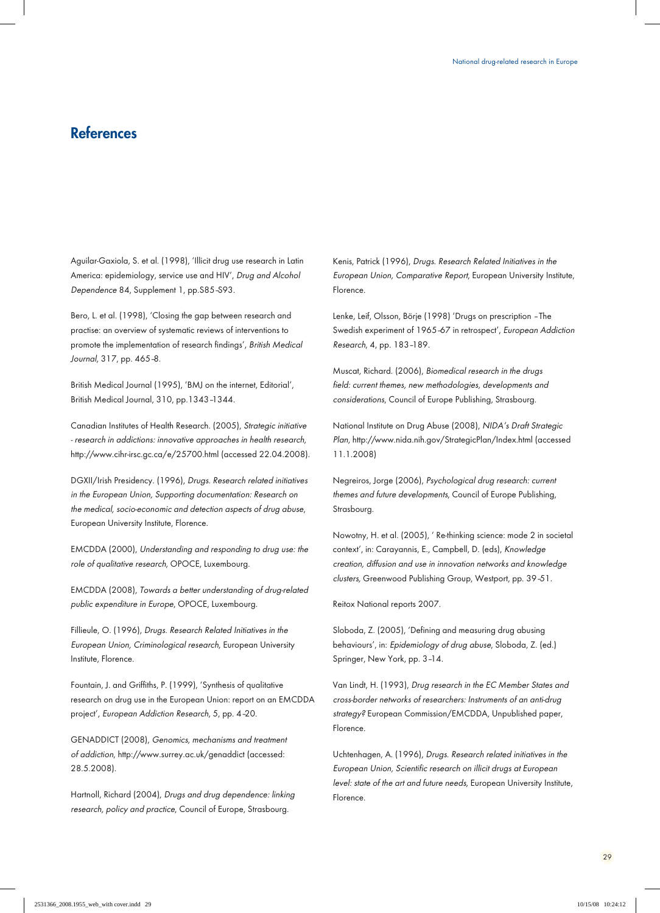# References

Aguilar-Gaxiola, S. et al. (1998), 'Illicit drug use research in Latin America: epidemiology, service use and HIV', *Drug and Alcohol Dependence* 84, Supplement 1, pp.S85–S93.

Bero, L. et al. (1998), 'Closing the gap between research and practise: an overview of systematic reviews of interventions to promote the implementation of research findings', *British Medical Journal*, 317, pp. 465-8.

British Medical Journal (1995), 'BMJ on the internet, Editorial', British Medical Journal, 310, pp.1343–1344.

Canadian Institutes of Health Research. (2005), *Strategic initiative - research in addictions: innovative approaches in health research*, http://www.cihr-irsc.gc.ca/e/25700.html (accessed 22.04.2008).

DGXII/Irish Presidency. (1996), *Drugs. Research related initiatives in the European Union, Supporting documentation: Research on the medical, socio-economic and detection aspects of drug abuse*, European University Institute, Florence.

EMCDDA (2000), *Understanding and responding to drug use: the role of qualitative research*, OPOCE, Luxembourg.

EMCDDA (2008), *Towards a better understanding of drug-related public expenditure in Europe*, OPOCE, Luxembourg.

Fillieule, O. (1996), *Drugs. Research Related Initiatives in the European Union, Criminological research*, European University Institute, Florence.

Fountain, J. and Griffiths, P. (1999), 'Synthesis of qualitative research on drug use in the European Union: report on an EMCDDA project', *European Addiction Research*, 5, pp. 4–20.

GENADDICT (2008), *Genomics, mechanisms and treatment of addiction*, http://www.surrey.ac.uk/genaddict (accessed: 28.5.2008).

Hartnoll, Richard (2004), *Drugs and drug dependence: linking research, policy and practice*, Council of Europe, Strasbourg.

Kenis, Patrick (1996), *Drugs. Research Related Initiatives in the European Union, Comparative Report*, European University Institute, Florence.

Lenke, Leif, Olsson, Börje (1998) 'Drugs on prescription – The Swedish experiment of 1965-67 in retrospect', *European Addiction Research*, 4, pp. 183–189.

Muscat, Richard. (2006), *Biomedical research in the drugs field: current themes, new methodologies, developments and considerations*, Council of Europe Publishing, Strasbourg.

National Institute on Drug Abuse (2008), *NIDA's Draft Strategic Plan*, http://www.nida.nih.gov/StrategicPlan/Index.html (accessed 11.1.2008)

Negreiros, Jorge (2006), *Psychological drug research: current themes and future developments*, Council of Europe Publishing, Strasbourg.

Nowotny, H. et al. (2005), ' Re-thinking science: mode 2 in societal context', in: Carayannis, E., Campbell, D. (eds), *Knowledge creation, diffusion and use in innovation networks and knowledge clusters*, Greenwood Publishing Group, Westport, pp. 39–51.

Reitox National reports 2007.

Sloboda, Z. (2005), 'Defining and measuring drug abusing behaviours', in: *Epidemiology of drug abuse*, Sloboda, Z. (ed.) Springer, New York, pp. 3–14.

Van Lindt, H. (1993), *Drug research in the EC Member States and cross-border networks of researchers: Instruments of an anti-drug strategy?* European Commission/EMCDDA, Unpublished paper, Florence.

Uchtenhagen, A. (1996), *Drugs. Research related initiatives in the European Union, Scientific research on illicit drugs at European level: state of the art and future needs*, European University Institute, Florence.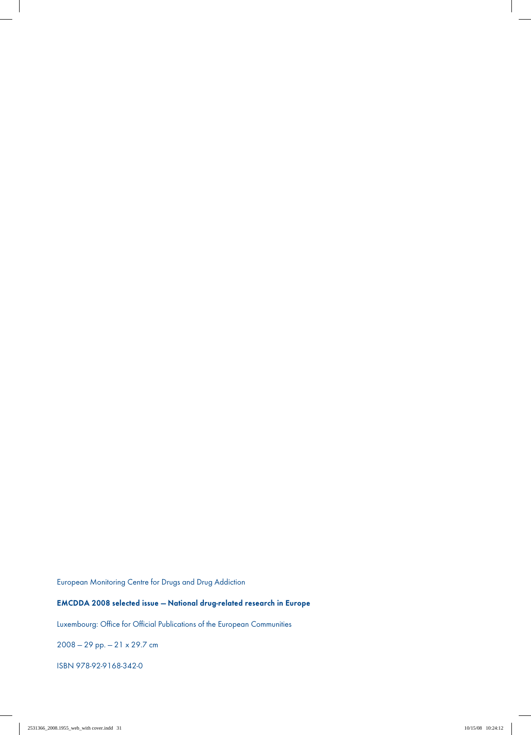European Monitoring Centre for Drugs and Drug Addiction

**EMCDDA 2008 selected issue — National drug-related research in Europe**

Luxembourg: Office for Official Publications of the European Communities

2008 — 29 pp. — 21 x 29.7 cm

ISBN 978-92-9168-342-0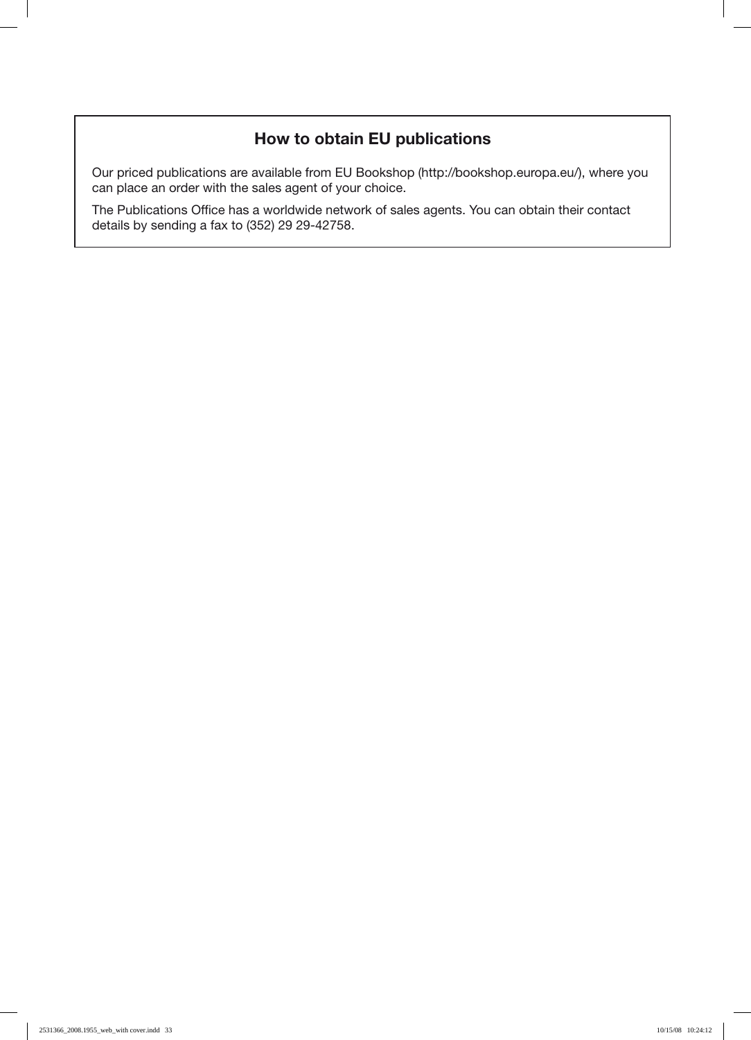## How to obtain EU publications

Our priced publications are available from EU Bookshop (http://bookshop.europa.eu/), where you can place an order with the sales agent of your choice.

The Publications Office has a worldwide network of sales agents. You can obtain their contact details by sending a fax to (352) 29 29-42758.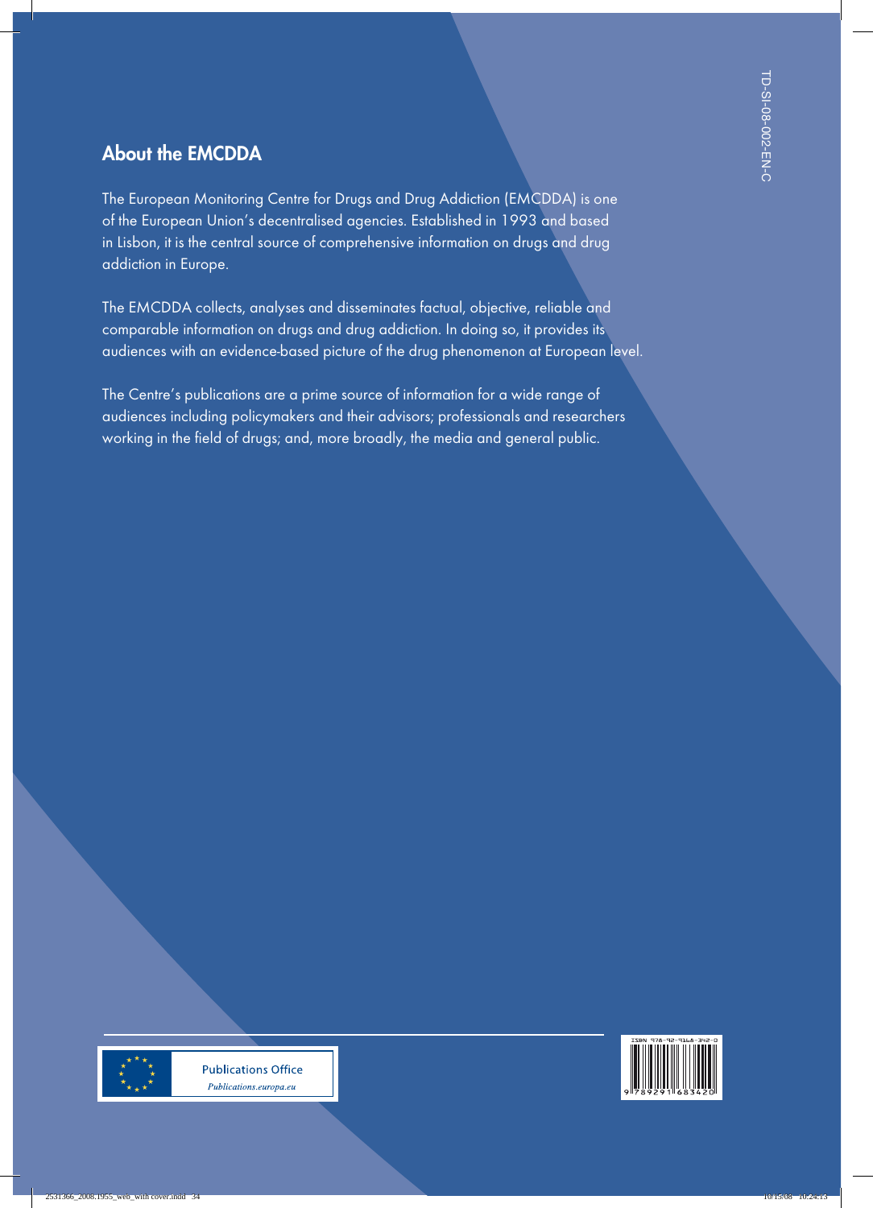## About the EMCDDA

The European Monitoring Centre for Drugs and Drug Addiction (EMCDDA) is one of the European Union's decentralised agencies. Established in 1993 and based in Lisbon, it is the central source of comprehensive information on drugs and drug addiction in Europe.

The EMCDDA collects, analyses and disseminates factual, objective, reliable and comparable information on drugs and drug addiction. In doing so, it provides its audiences with an evidence-based picture of the drug phenomenon at European level.

The Centre's publications are a prime source of information for a wide range of audiences including policymakers and their advisors; professionals and researchers working in the field of drugs; and, more broadly, the media and general public.

TD-SI-08-002-EN-C

Publications Office
*Publications.europa.eu*

ISBN 978-92-9168-342-0